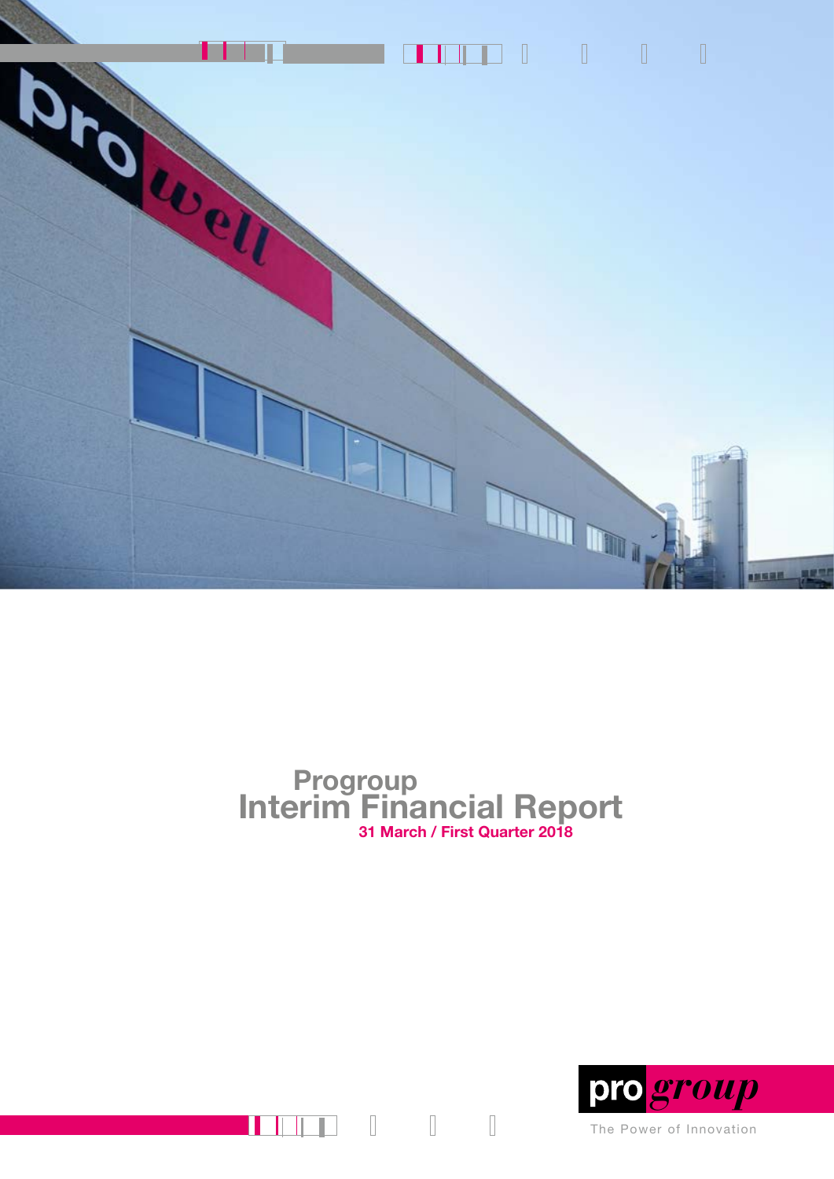# Progroup
# Interim Financial Report
## 31 March / First Quarter 2018

pro group

The Power of Innovation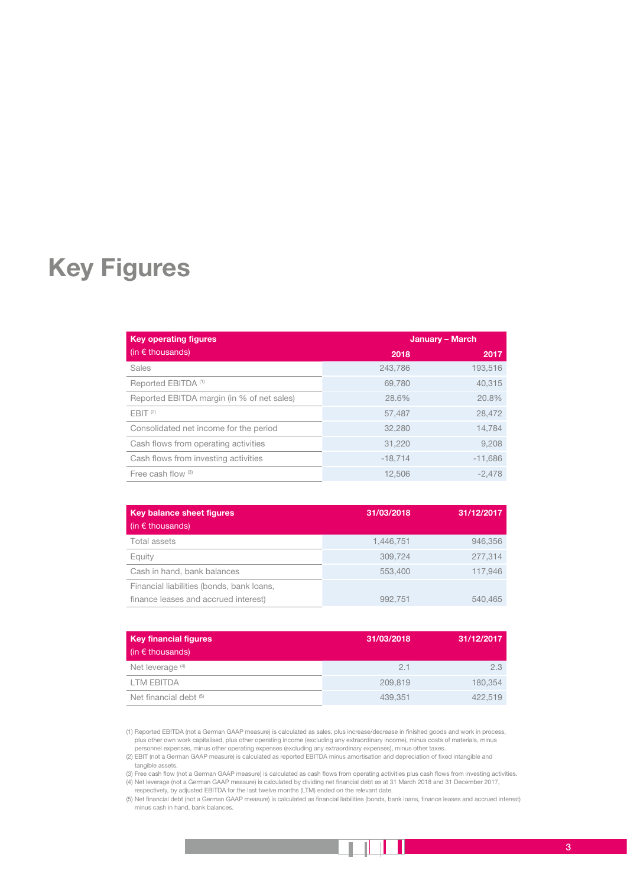# Key Figures

| Key operating figures (in € thousands) | January – March | |
|---|---|---|
| | 2018 | 2017 |
| Sales | 243,786 | 193,516 |
| Reported EBITDA [1] | 69,780 | 40,315 |
| Reported EBITDA margin (in % of net sales) | 28.6% | 20.8% |
| EBIT [2] | 57,487 | 28,472 |
| Consolidated net income for the period | 32,280 | 14,784 |
| Cash flows from operating activities | 31,220 | 9,208 |
| Cash flows from investing activities | -18,714 | -11,686 |
| Free cash flow [3] | 12,506 | -2,478 |

| Key balance sheet figures (in € thousands) | 31/03/2018 | 31/12/2017 |
|---|---|---|
| Total assets | 1,446,751 | 946,356 |
| Equity | 309,724 | 277,314 |
| Cash in hand, bank balances | 553,400 | 117,946 |
| Financial liabilities (bonds, bank loans, finance leases and accrued interest) | 992,751 | 540,465 |

| Key financial figures (in € thousands) | 31/03/2018 | 31/12/2017 |
|---|---|---|
| Net leverage [4] | 2.1 | 2.3 |
| LTM EBITDA | 209,819 | 180,354 |
| Net financial debt [5] | 439,351 | 422,519 |

(1) Reported EBITDA (not a German GAAP measure) is calculated as sales, plus increase/decrease in finished goods and work in process, plus other own work capitalised, plus other operating income (excluding any extraordinary income), minus costs of materials, minus personnel expenses, minus other operating expenses (excluding any extraordinary expenses), minus other taxes.

(2) EBIT (not a German GAAP measure) is calculated as reported EBITDA minus amortisation and depreciation of fixed intangible and tangible assets.

(3) Free cash flow (not a German GAAP measure) is calculated as cash flows from operating activities plus cash flows from investing activities.

(4) Net leverage (not a German GAAP measure) is calculated by dividing net financial debt as at 31 March 2018 and 31 December 2017, respectively, by adjusted EBITDA for the last twelve months (LTM) ended on the relevant date.

(5) Net financial debt (not a German GAAP measure) is calculated as financial liabilities (bonds, bank loans, finance leases and accrued interest) minus cash in hand, bank balances.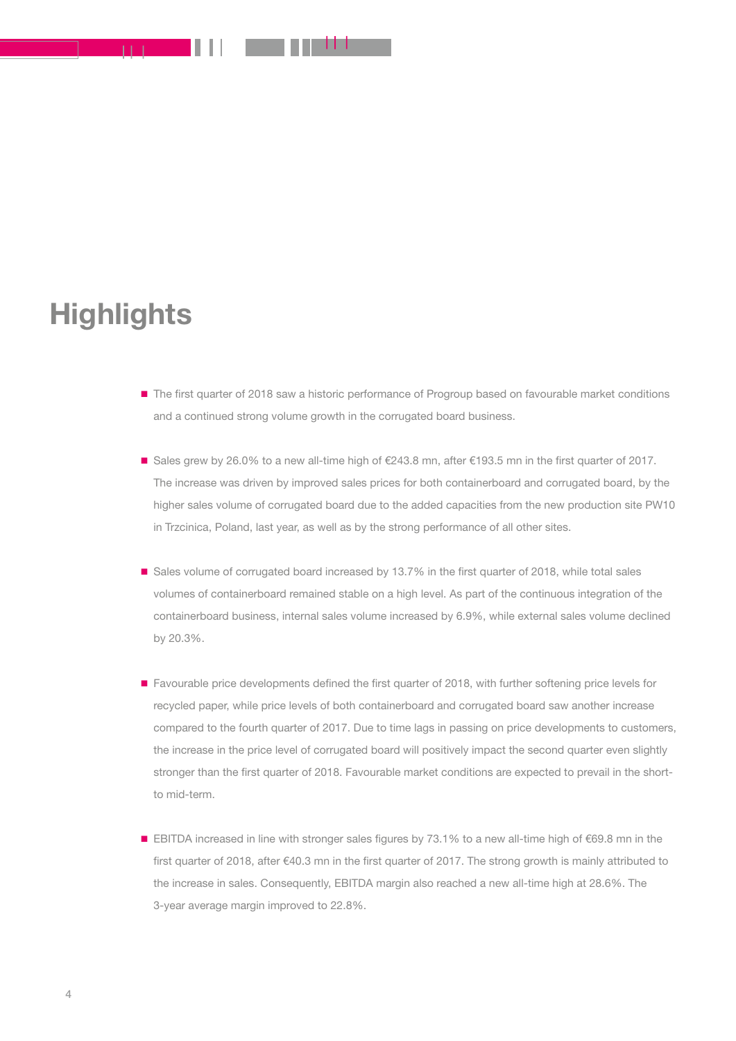# Highlights

- The first quarter of 2018 saw a historic performance of Progroup based on favourable market conditions and a continued strong volume growth in the corrugated board business.
- Sales grew by 26.0% to a new all-time high of €243.8 mn, after €193.5 mn in the first quarter of 2017. The increase was driven by improved sales prices for both containerboard and corrugated board, by the higher sales volume of corrugated board due to the added capacities from the new production site PW10 in Trzcinica, Poland, last year, as well as by the strong performance of all other sites.
- Sales volume of corrugated board increased by 13.7% in the first quarter of 2018, while total sales volumes of containerboard remained stable on a high level. As part of the continuous integration of the containerboard business, internal sales volume increased by 6.9%, while external sales volume declined by 20.3%.
- Favourable price developments defined the first quarter of 2018, with further softening price levels for recycled paper, while price levels of both containerboard and corrugated board saw another increase compared to the fourth quarter of 2017. Due to time lags in passing on price developments to customers, the increase in the price level of corrugated board will positively impact the second quarter even slightly stronger than the first quarter of 2018. Favourable market conditions are expected to prevail in the short- to mid-term.
- EBITDA increased in line with stronger sales figures by 73.1% to a new all-time high of €69.8 mn in the first quarter of 2018, after €40.3 mn in the first quarter of 2017. The strong growth is mainly attributed to the increase in sales. Consequently, EBITDA margin also reached a new all-time high at 28.6%. The 3-year average margin improved to 22.8%.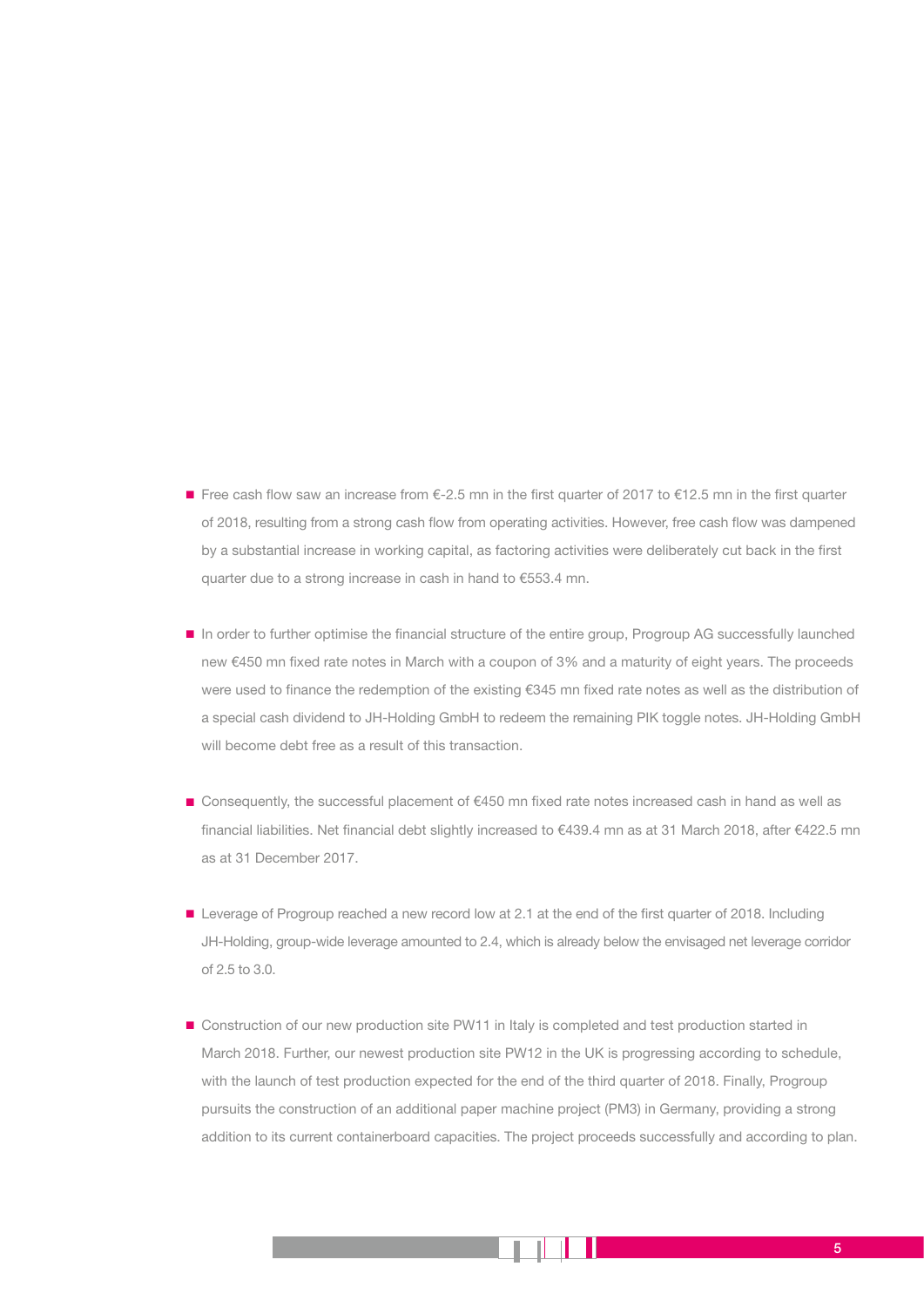- Free cash flow saw an increase from €-2.5 mn in the first quarter of 2017 to €12.5 mn in the first quarter of 2018, resulting from a strong cash flow from operating activities. However, free cash flow was dampened by a substantial increase in working capital, as factoring activities were deliberately cut back in the first quarter due to a strong increase in cash in hand to €553.4 mn.

- In order to further optimise the financial structure of the entire group, Progroup AG successfully launched new €450 mn fixed rate notes in March with a coupon of 3% and a maturity of eight years. The proceeds were used to finance the redemption of the existing €345 mn fixed rate notes as well as the distribution of a special cash dividend to JH-Holding GmbH to redeem the remaining PIK toggle notes. JH-Holding GmbH will become debt free as a result of this transaction.

- Consequently, the successful placement of €450 mn fixed rate notes increased cash in hand as well as financial liabilities. Net financial debt slightly increased to €439.4 mn as at 31 March 2018, after €422.5 mn as at 31 December 2017.

- Leverage of Progroup reached a new record low at 2.1 at the end of the first quarter of 2018. Including JH-Holding, group-wide leverage amounted to 2.4, which is already below the envisaged net leverage corridor of 2.5 to 3.0.

- Construction of our new production site PW11 in Italy is completed and test production started in March 2018. Further, our newest production site PW12 in the UK is progressing according to schedule, with the launch of test production expected for the end of the third quarter of 2018. Finally, Progroup pursuits the construction of an additional paper machine project (PM3) in Germany, providing a strong addition to its current containerboard capacities. The project proceeds successfully and according to plan.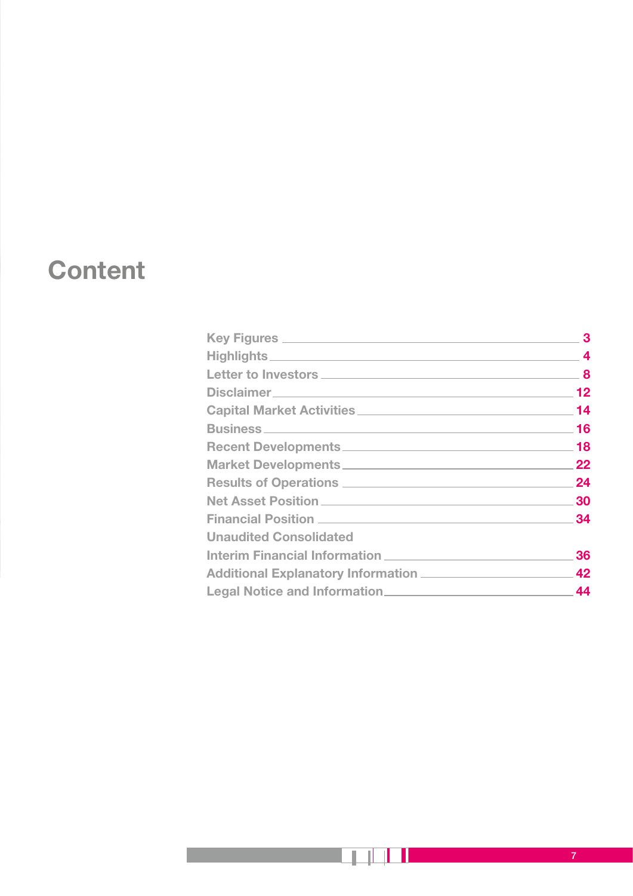# Content

| | |
|---|---|
| Key Figures | 3 |
| Highlights | 4 |
| Letter to Investors | 8 |
| Disclaimer | 12 |
| Capital Market Activities | 14 |
| Business | 16 |
| Recent Developments | 18 |
| Market Developments | 22 |
| Results of Operations | 24 |
| Net Asset Position | 30 |
| Financial Position | 34 |
| Unaudited Consolidated Interim Financial Information | 36 |
| Additional Explanatory Information | 42 |
| Legal Notice and Information | 44 |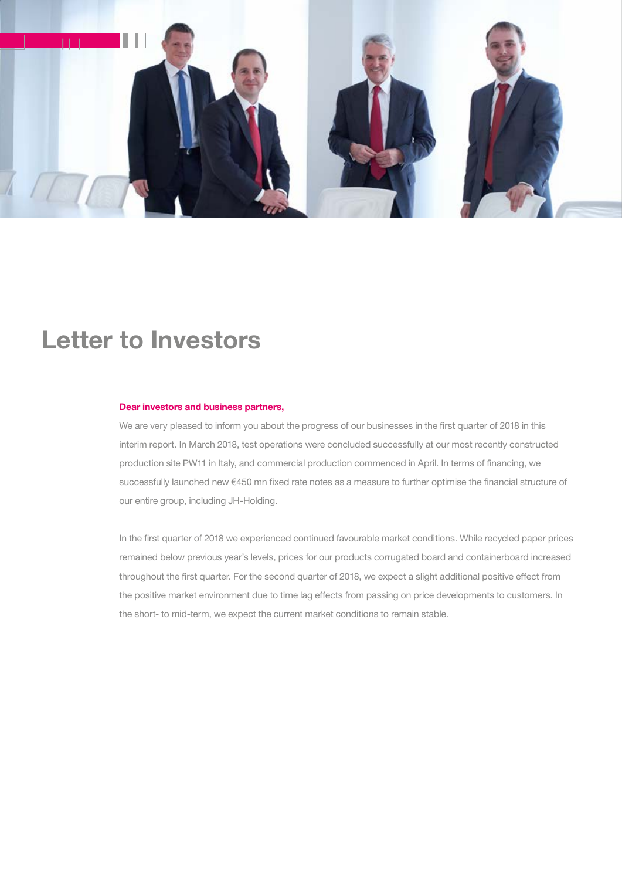# Letter to Investors

**Dear investors and business partners,**

We are very pleased to inform you about the progress of our businesses in the first quarter of 2018 in this interim report. In March 2018, test operations were concluded successfully at our most recently constructed production site PW11 in Italy, and commercial production commenced in April. In terms of financing, we successfully launched new €450 mn fixed rate notes as a measure to further optimise the financial structure of our entire group, including JH-Holding.

In the first quarter of 2018 we experienced continued favourable market conditions. While recycled paper prices remained below previous year's levels, prices for our products corrugated board and containerboard increased throughout the first quarter. For the second quarter of 2018, we expect a slight additional positive effect from the positive market environment due to time lag effects from passing on price developments to customers. In the short- to mid-term, we expect the current market conditions to remain stable.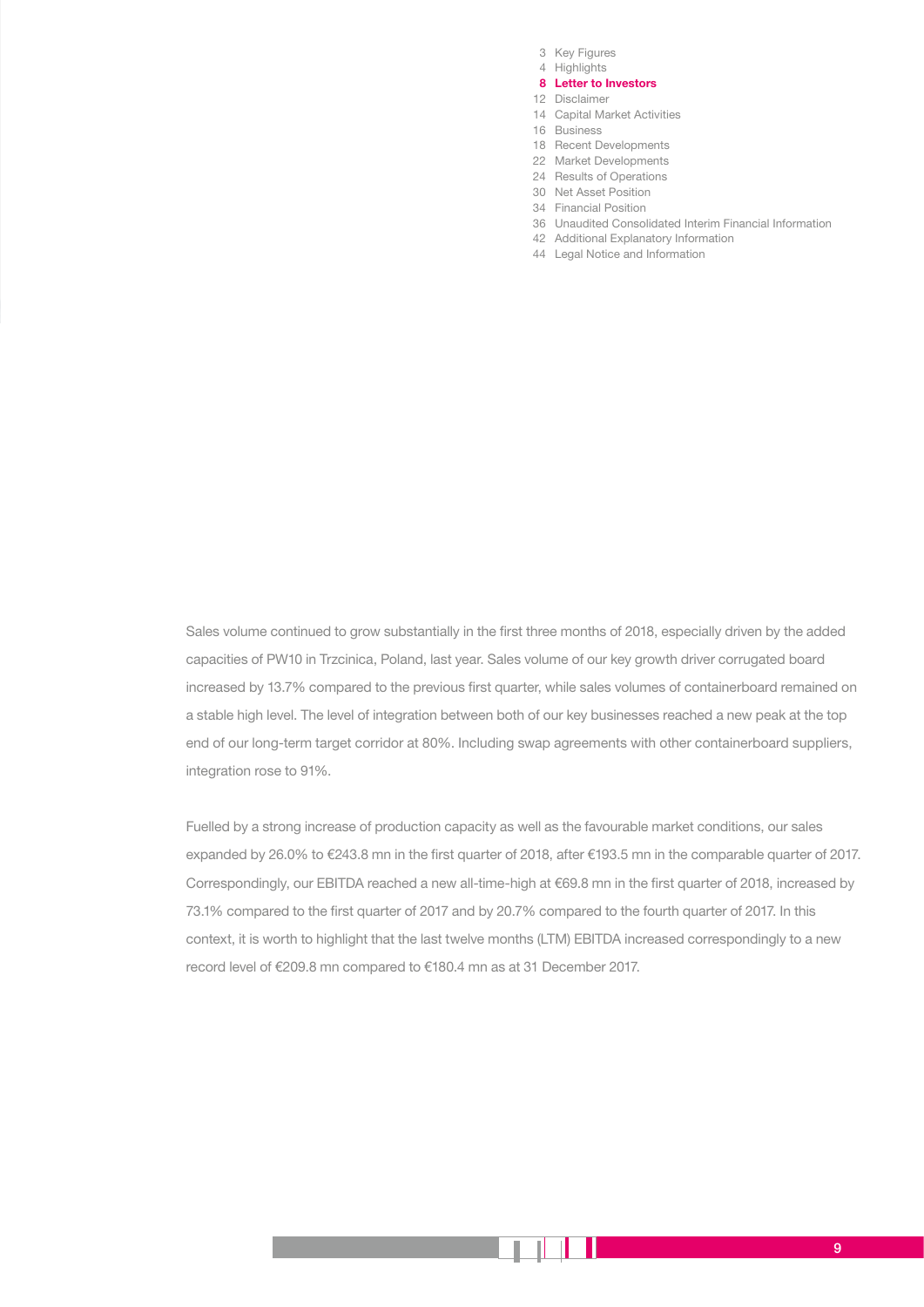Sales volume continued to grow substantially in the first three months of 2018, especially driven by the added capacities of PW10 in Trzcinica, Poland, last year. Sales volume of our key growth driver corrugated board increased by 13.7% compared to the previous first quarter, while sales volumes of containerboard remained on a stable high level. The level of integration between both of our key businesses reached a new peak at the top end of our long-term target corridor at 80%. Including swap agreements with other containerboard suppliers, integration rose to 91%.

Fuelled by a strong increase of production capacity as well as the favourable market conditions, our sales expanded by 26.0% to €243.8 mn in the first quarter of 2018, after €193.5 mn in the comparable quarter of 2017. Correspondingly, our EBITDA reached a new all-time-high at €69.8 mn in the first quarter of 2018, increased by 73.1% compared to the first quarter of 2017 and by 20.7% compared to the fourth quarter of 2017. In this context, it is worth to highlight that the last twelve months (LTM) EBITDA increased correspondingly to a new record level of €209.8 mn compared to €180.4 mn as at 31 December 2017.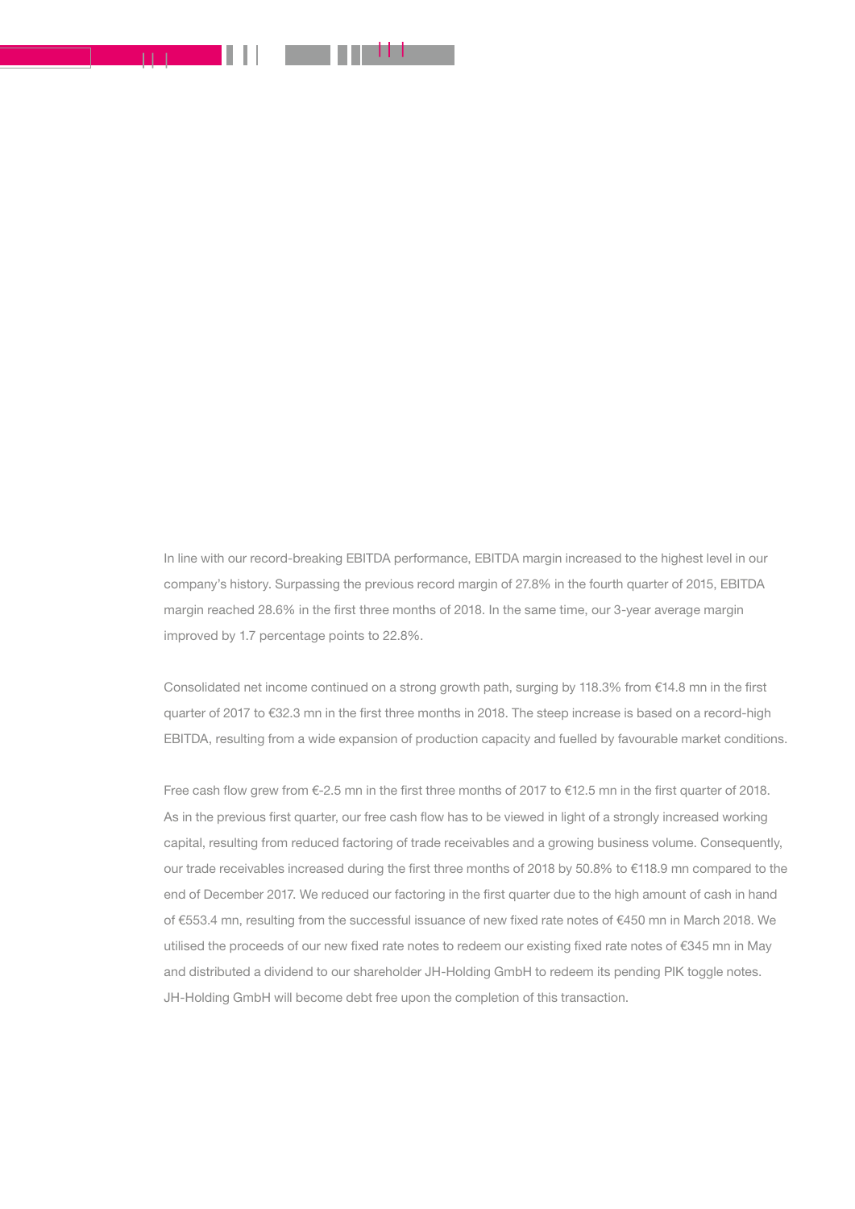In line with our record-breaking EBITDA performance, EBITDA margin increased to the highest level in our company's history. Surpassing the previous record margin of 27.8% in the fourth quarter of 2015, EBITDA margin reached 28.6% in the first three months of 2018. In the same time, our 3-year average margin improved by 1.7 percentage points to 22.8%.

Consolidated net income continued on a strong growth path, surging by 118.3% from €14.8 mn in the first quarter of 2017 to €32.3 mn in the first three months in 2018. The steep increase is based on a record-high EBITDA, resulting from a wide expansion of production capacity and fuelled by favourable market conditions.

Free cash flow grew from €-2.5 mn in the first three months of 2017 to €12.5 mn in the first quarter of 2018. As in the previous first quarter, our free cash flow has to be viewed in light of a strongly increased working capital, resulting from reduced factoring of trade receivables and a growing business volume. Consequently, our trade receivables increased during the first three months of 2018 by 50.8% to €118.9 mn compared to the end of December 2017. We reduced our factoring in the first quarter due to the high amount of cash in hand of €553.4 mn, resulting from the successful issuance of new fixed rate notes of €450 mn in March 2018. We utilised the proceeds of our new fixed rate notes to redeem our existing fixed rate notes of €345 mn in May and distributed a dividend to our shareholder JH-Holding GmbH to redeem its pending PIK toggle notes. JH-Holding GmbH will become debt free upon the completion of this transaction.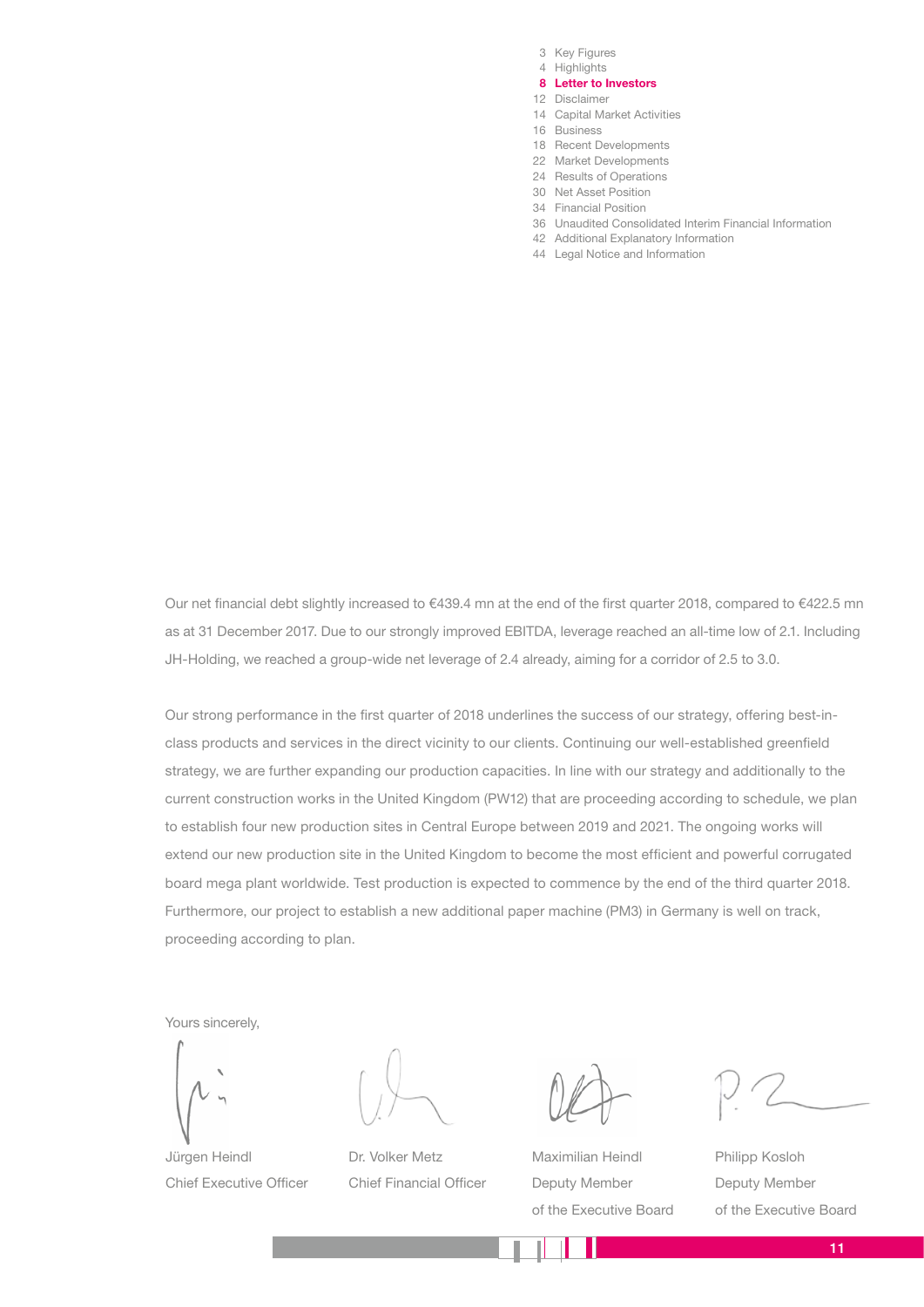Our net financial debt slightly increased to €439.4 mn at the end of the first quarter 2018, compared to €422.5 mn as at 31 December 2017. Due to our strongly improved EBITDA, leverage reached an all-time low of 2.1. Including JH-Holding, we reached a group-wide net leverage of 2.4 already, aiming for a corridor of 2.5 to 3.0.

Our strong performance in the first quarter of 2018 underlines the success of our strategy, offering best-in-class products and services in the direct vicinity to our clients. Continuing our well-established greenfield strategy, we are further expanding our production capacities. In line with our strategy and additionally to the current construction works in the United Kingdom (PW12) that are proceeding according to schedule, we plan to establish four new production sites in Central Europe between 2019 and 2021. The ongoing works will extend our new production site in the United Kingdom to become the most efficient and powerful corrugated board mega plant worldwide. Test production is expected to commence by the end of the third quarter 2018. Furthermore, our project to establish a new additional paper machine (PM3) in Germany is well on track, proceeding according to plan.

Yours sincerely,

| | | | |
|---|---|---|---|
| Jürgen Heindl | Dr. Volker Metz | Maximilian Heindl | Philipp Kosloh |
| Chief Executive Officer | Chief Financial Officer | Deputy Member of the Executive Board | Deputy Member of the Executive Board |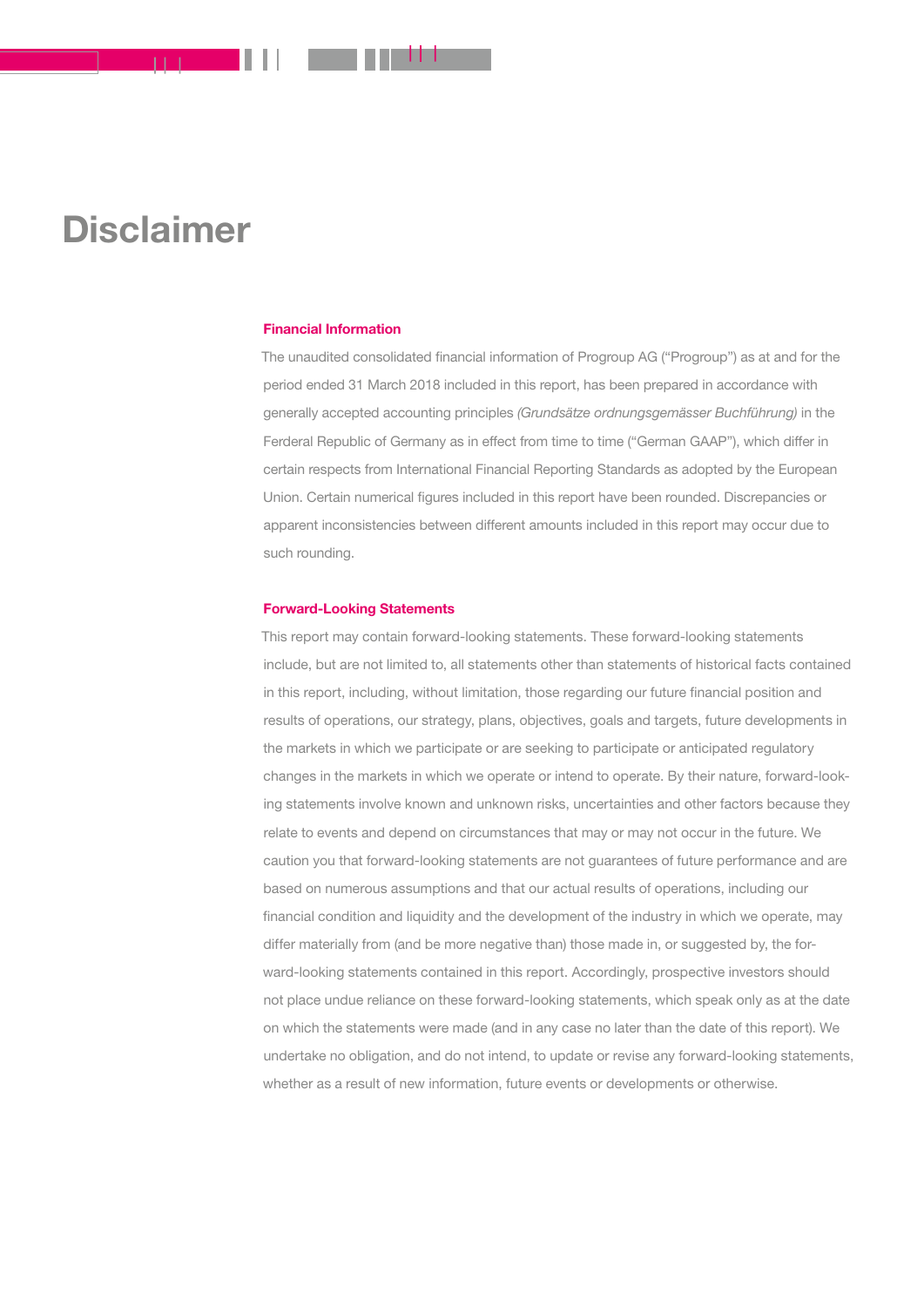# Disclaimer

### Financial Information

The unaudited consolidated financial information of Progroup AG ("Progroup") as at and for the period ended 31 March 2018 included in this report, has been prepared in accordance with generally accepted accounting principles *(Grundsätze ordnungsgemässer Buchführung)* in the Ferderal Republic of Germany as in effect from time to time ("German GAAP"), which differ in certain respects from International Financial Reporting Standards as adopted by the European Union. Certain numerical figures included in this report have been rounded. Discrepancies or apparent inconsistencies between different amounts included in this report may occur due to such rounding.

### Forward-Looking Statements

This report may contain forward-looking statements. These forward-looking statements include, but are not limited to, all statements other than statements of historical facts contained in this report, including, without limitation, those regarding our future financial position and results of operations, our strategy, plans, objectives, goals and targets, future developments in the markets in which we participate or are seeking to participate or anticipated regulatory changes in the markets in which we operate or intend to operate. By their nature, forward-looking statements involve known and unknown risks, uncertainties and other factors because they relate to events and depend on circumstances that may or may not occur in the future. We caution you that forward-looking statements are not guarantees of future performance and are based on numerous assumptions and that our actual results of operations, including our financial condition and liquidity and the development of the industry in which we operate, may differ materially from (and be more negative than) those made in, or suggested by, the forward-looking statements contained in this report. Accordingly, prospective investors should not place undue reliance on these forward-looking statements, which speak only as at the date on which the statements were made (and in any case no later than the date of this report). We undertake no obligation, and do not intend, to update or revise any forward-looking statements, whether as a result of new information, future events or developments or otherwise.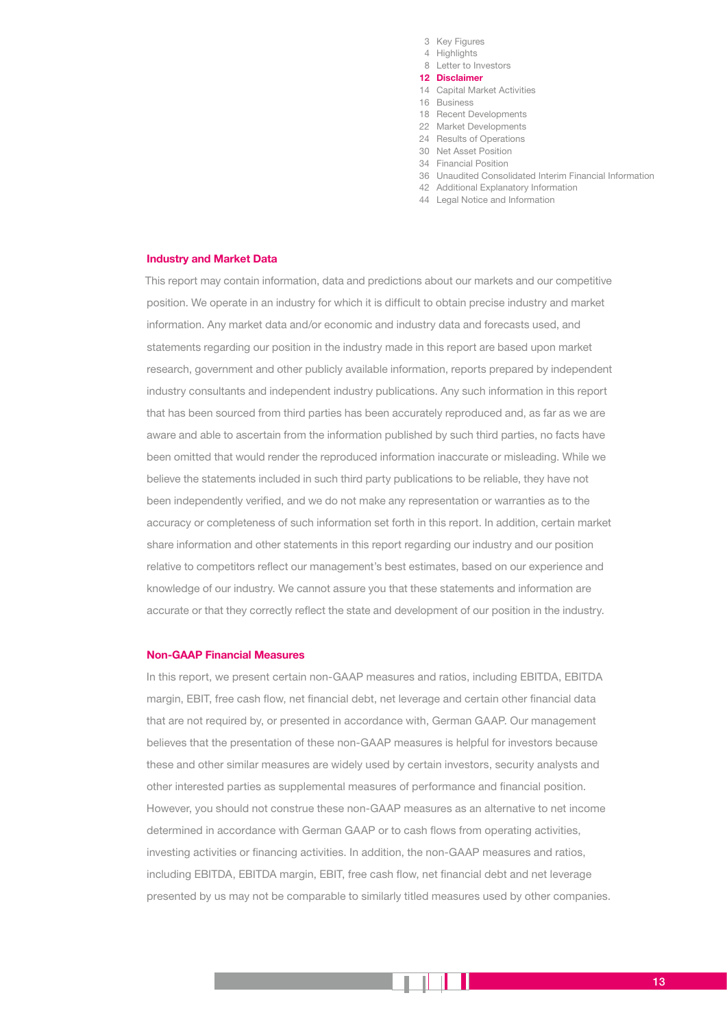## Industry and Market Data

This report may contain information, data and predictions about our markets and our competitive position. We operate in an industry for which it is difficult to obtain precise industry and market information. Any market data and/or economic and industry data and forecasts used, and statements regarding our position in the industry made in this report are based upon market research, government and other publicly available information, reports prepared by independent industry consultants and independent industry publications. Any such information in this report that has been sourced from third parties has been accurately reproduced and, as far as we are aware and able to ascertain from the information published by such third parties, no facts have been omitted that would render the reproduced information inaccurate or misleading. While we believe the statements included in such third party publications to be reliable, they have not been independently verified, and we do not make any representation or warranties as to the accuracy or completeness of such information set forth in this report. In addition, certain market share information and other statements in this report regarding our industry and our position relative to competitors reflect our management's best estimates, based on our experience and knowledge of our industry. We cannot assure you that these statements and information are accurate or that they correctly reflect the state and development of our position in the industry.

## Non-GAAP Financial Measures

In this report, we present certain non-GAAP measures and ratios, including EBITDA, EBITDA margin, EBIT, free cash flow, net financial debt, net leverage and certain other financial data that are not required by, or presented in accordance with, German GAAP. Our management believes that the presentation of these non-GAAP measures is helpful for investors because these and other similar measures are widely used by certain investors, security analysts and other interested parties as supplemental measures of performance and financial position. However, you should not construe these non-GAAP measures as an alternative to net income determined in accordance with German GAAP or to cash flows from operating activities, investing activities or financing activities. In addition, the non-GAAP measures and ratios, including EBITDA, EBITDA margin, EBIT, free cash flow, net financial debt and net leverage presented by us may not be comparable to similarly titled measures used by other companies.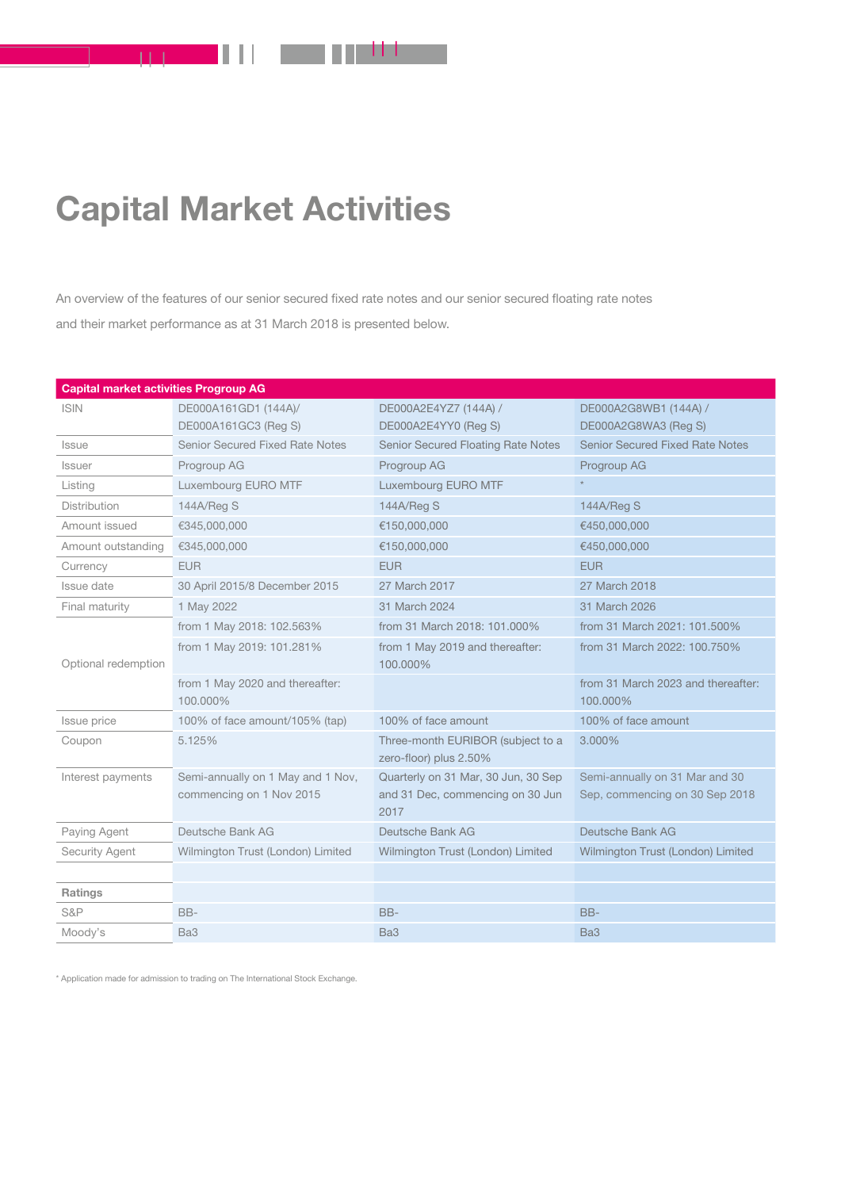# Capital Market Activities

An overview of the features of our senior secured fixed rate notes and our senior secured floating rate notes and their market performance as at 31 March 2018 is presented below.

| Capital market activities Progroup AG | | | |
|---|---|---|---|
| ISIN | DE000A161GD1 (144A)/ DE000A161GC3 (Reg S) | DE000A2E4YZ7 (144A) / DE000A2E4YY0 (Reg S) | DE000A2G8WB1 (144A) / DE000A2G8WA3 (Reg S) |
| Issue | Senior Secured Fixed Rate Notes | Senior Secured Floating Rate Notes | Senior Secured Fixed Rate Notes |
| Issuer | Progroup AG | Progroup AG | Progroup AG |
| Listing | Luxembourg EURO MTF | Luxembourg EURO MTF | * |
| Distribution | 144A/Reg S | 144A/Reg S | 144A/Reg S |
| Amount issued | €345,000,000 | €150,000,000 | €450,000,000 |
| Amount outstanding | €345,000,000 | €150,000,000 | €450,000,000 |
| Currency | EUR | EUR | EUR |
| Issue date | 30 April 2015/8 December 2015 | 27 March 2017 | 27 March 2018 |
| Final maturity | 1 May 2022 | 31 March 2024 | 31 March 2026 |
| Optional redemption | from 1 May 2018: 102.563% | from 31 March 2018: 101.000% | from 31 March 2021: 101.500% |
| | from 1 May 2019: 101.281% | from 1 May 2019 and thereafter: 100.000% | from 31 March 2022: 100.750% |
| | from 1 May 2020 and thereafter: 100.000% | | from 31 March 2023 and thereafter: 100.000% |
| Issue price | 100% of face amount/105% (tap) | 100% of face amount | 100% of face amount |
| Coupon | 5.125% | Three-month EURIBOR (subject to a zero-floor) plus 2.50% | 3.000% |
| Interest payments | Semi-annually on 1 May and 1 Nov, commencing on 1 Nov 2015 | Quarterly on 31 Mar, 30 Jun, 30 Sep and 31 Dec, commencing on 30 Jun 2017 | Semi-annually on 31 Mar and 30 Sep, commencing on 30 Sep 2018 |
| Paying Agent | Deutsche Bank AG | Deutsche Bank AG | Deutsche Bank AG |
| Security Agent | Wilmington Trust (London) Limited | Wilmington Trust (London) Limited | Wilmington Trust (London) Limited |
| | | | |
| **Ratings** | | | |
| S&P | BB- | BB- | BB- |
| Moody's | Ba3 | Ba3 | Ba3 |

* Application made for admission to trading on The International Stock Exchange.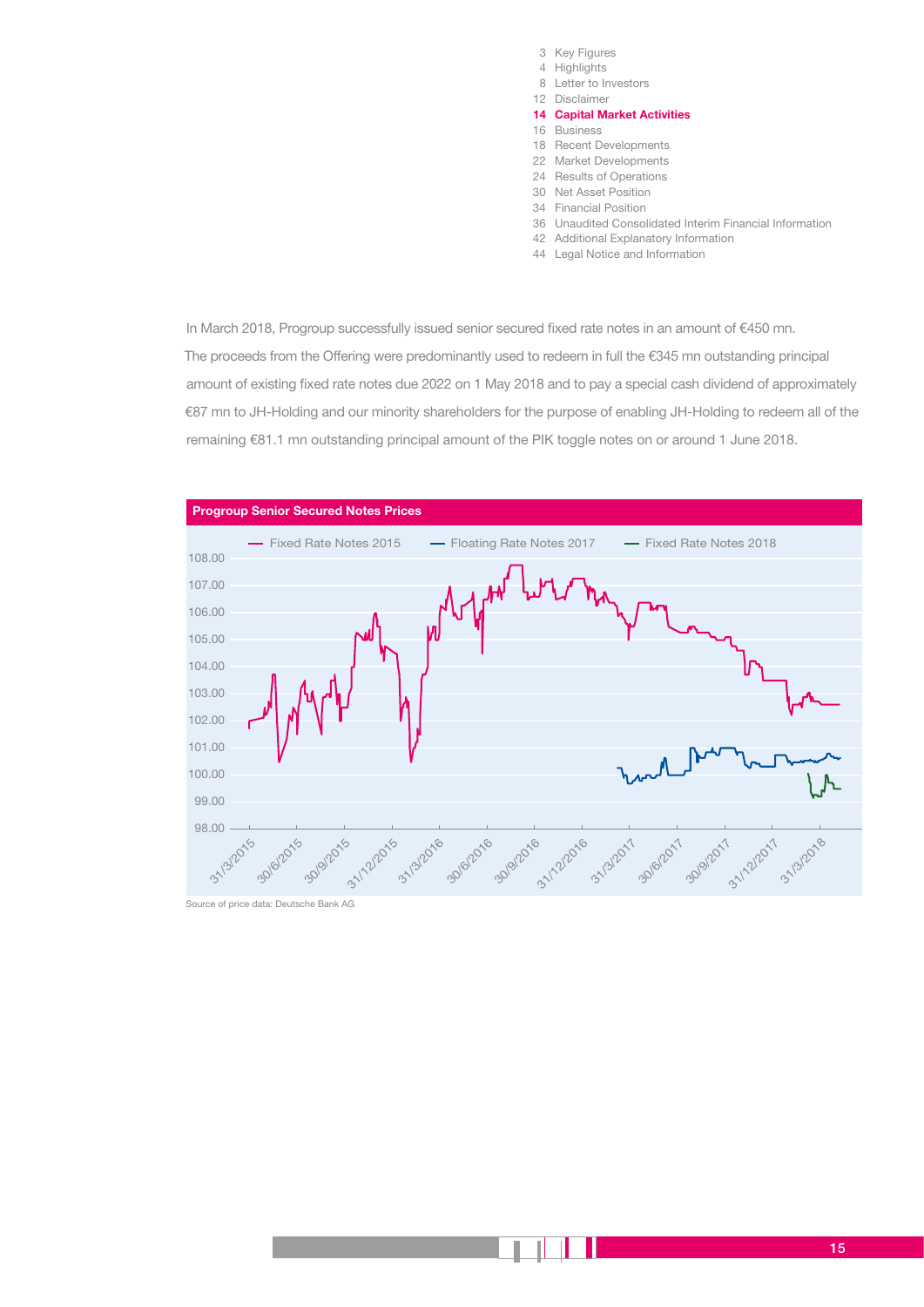In March 2018, Progroup successfully issued senior secured fixed rate notes in an amount of €450 mn. The proceeds from the Offering were predominantly used to redeem in full the €345 mn outstanding principal amount of existing fixed rate notes due 2022 on 1 May 2018 and to pay a special cash dividend of approximately €87 mn to JH-Holding and our minority shareholders for the purpose of enabling JH-Holding to redeem all of the remaining €81.1 mn outstanding principal amount of the PIK toggle notes on or around 1 June 2018.

**Progroup Senior Secured Notes Prices**

Source of price data: Deutsche Bank AG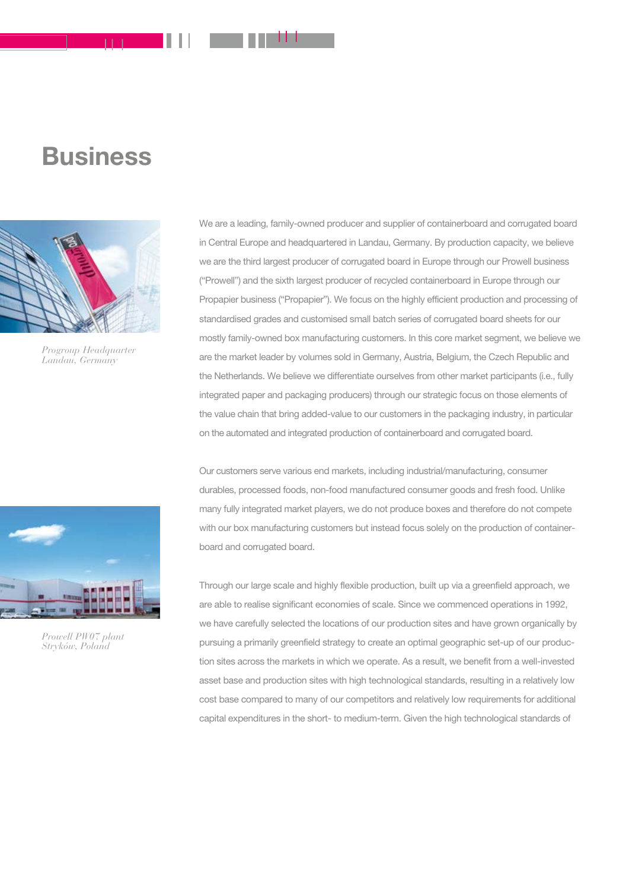# Business

*Progroup Headquarter*
*Landau, Germany*

*Prowell PW07 plant*
*Stryków, Poland*

We are a leading, family-owned producer and supplier of containerboard and corrugated board in Central Europe and headquartered in Landau, Germany. By production capacity, we believe we are the third largest producer of corrugated board in Europe through our Prowell business ("Prowell") and the sixth largest producer of recycled containerboard in Europe through our Propapier business ("Propapier"). We focus on the highly efficient production and processing of standardised grades and customised small batch series of corrugated board sheets for our mostly family-owned box manufacturing customers. In this core market segment, we believe we are the market leader by volumes sold in Germany, Austria, Belgium, the Czech Republic and the Netherlands. We believe we differentiate ourselves from other market participants (i.e., fully integrated paper and packaging producers) through our strategic focus on those elements of the value chain that bring added-value to our customers in the packaging industry, in particular on the automated and integrated production of containerboard and corrugated board.

Our customers serve various end markets, including industrial/manufacturing, consumer durables, processed foods, non-food manufactured consumer goods and fresh food. Unlike many fully integrated market players, we do not produce boxes and therefore do not compete with our box manufacturing customers but instead focus solely on the production of containerboard and corrugated board.

Through our large scale and highly flexible production, built up via a greenfield approach, we are able to realise significant economies of scale. Since we commenced operations in 1992, we have carefully selected the locations of our production sites and have grown organically by pursuing a primarily greenfield strategy to create an optimal geographic set-up of our production sites across the markets in which we operate. As a result, we benefit from a well-invested asset base and production sites with high technological standards, resulting in a relatively low cost base compared to many of our competitors and relatively low requirements for additional capital expenditures in the short- to medium-term. Given the high technological standards of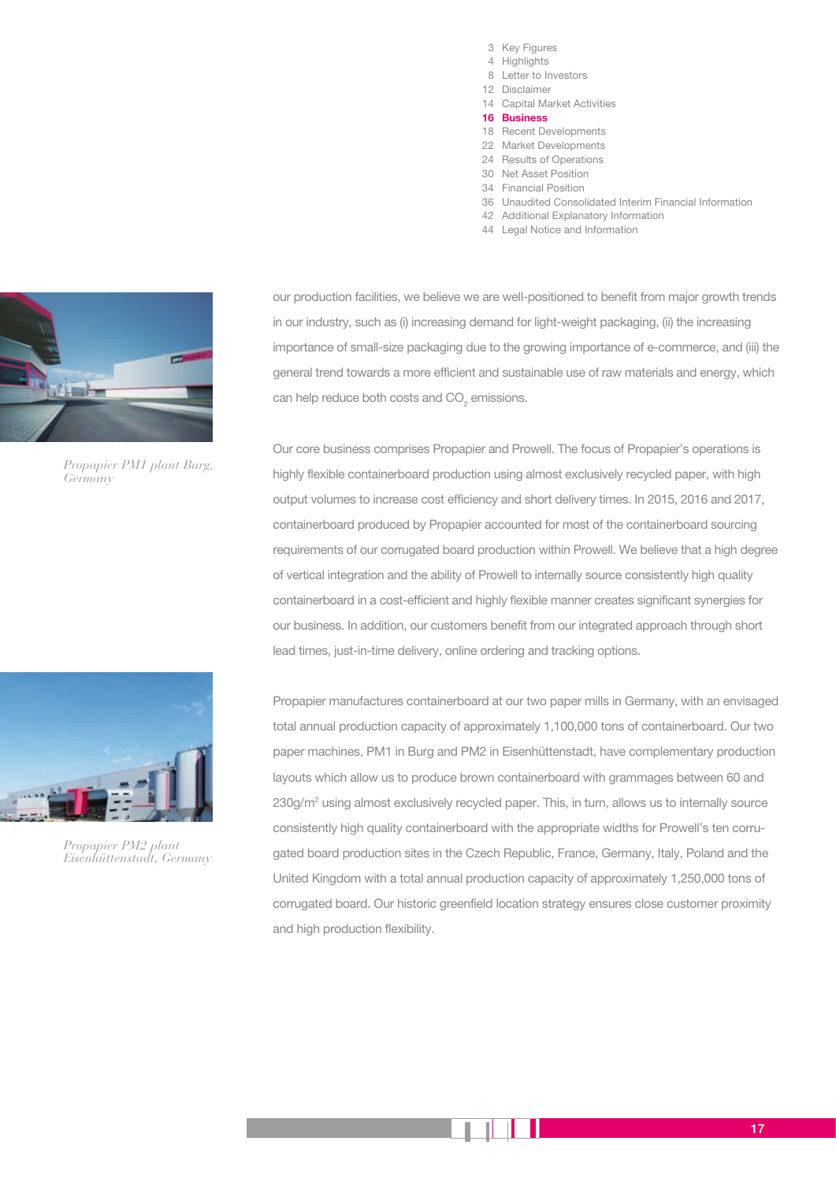our production facilities, we believe we are well-positioned to benefit from major growth trends in our industry, such as (i) increasing demand for light-weight packaging, (ii) the increasing importance of small-size packaging due to the growing importance of e-commerce, and (iii) the general trend towards a more efficient and sustainable use of raw materials and energy, which can help reduce both costs and $CO_2$ emissions.

*Propapier PM1 plant Burg, Germany*

Our core business comprises Propapier and Prowell. The focus of Propapier's operations is highly flexible containerboard production using almost exclusively recycled paper, with high output volumes to increase cost efficiency and short delivery times. In 2015, 2016 and 2017, containerboard produced by Propapier accounted for most of the containerboard sourcing requirements of our corrugated board production within Prowell. We believe that a high degree of vertical integration and the ability of Prowell to internally source consistently high quality containerboard in a cost-efficient and highly flexible manner creates significant synergies for our business. In addition, our customers benefit from our integrated approach through short lead times, just-in-time delivery, online ordering and tracking options.

*Propapier PM2 plant Eisenhüttenstadt, Germany*

Propapier manufactures containerboard at our two paper mills in Germany, with an envisaged total annual production capacity of approximately 1,100,000 tons of containerboard. Our two paper machines, PM1 in Burg and PM2 in Eisenhüttenstadt, have complementary production layouts which allow us to produce brown containerboard with grammages between 60 and 230g/m$^2$ using almost exclusively recycled paper. This, in turn, allows us to internally source consistently high quality containerboard with the appropriate widths for Prowell's ten corrugated board production sites in the Czech Republic, France, Germany, Italy, Poland and the United Kingdom with a total annual production capacity of approximately 1,250,000 tons of corrugated board. Our historic greenfield location strategy ensures close customer proximity and high production flexibility.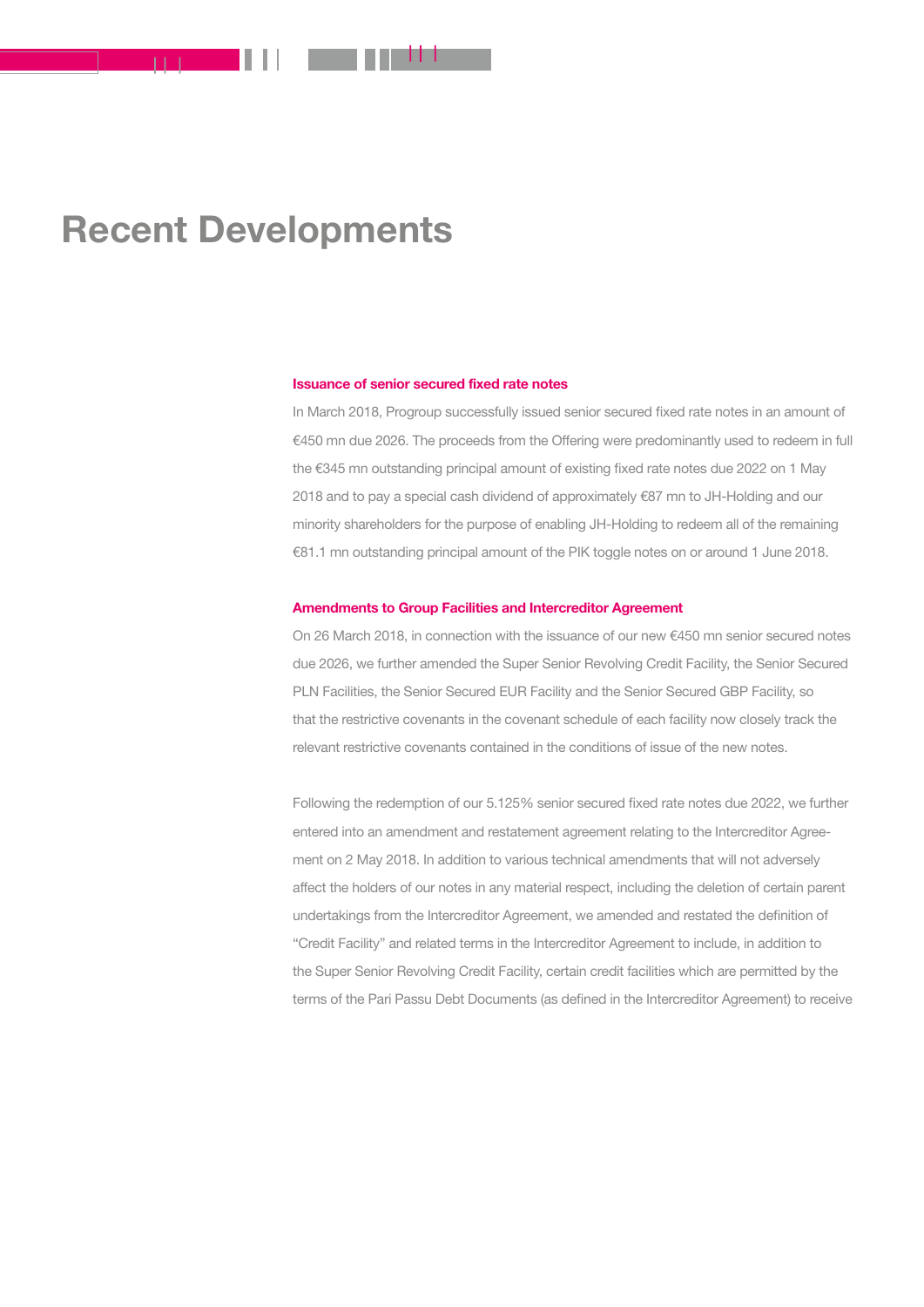# Recent Developments

### Issuance of senior secured fixed rate notes

In March 2018, Progroup successfully issued senior secured fixed rate notes in an amount of €450 mn due 2026. The proceeds from the Offering were predominantly used to redeem in full the €345 mn outstanding principal amount of existing fixed rate notes due 2022 on 1 May 2018 and to pay a special cash dividend of approximately €87 mn to JH-Holding and our minority shareholders for the purpose of enabling JH-Holding to redeem all of the remaining €81.1 mn outstanding principal amount of the PIK toggle notes on or around 1 June 2018.

### Amendments to Group Facilities and Intercreditor Agreement

On 26 March 2018, in connection with the issuance of our new €450 mn senior secured notes due 2026, we further amended the Super Senior Revolving Credit Facility, the Senior Secured PLN Facilities, the Senior Secured EUR Facility and the Senior Secured GBP Facility, so that the restrictive covenants in the covenant schedule of each facility now closely track the relevant restrictive covenants contained in the conditions of issue of the new notes.

Following the redemption of our 5.125% senior secured fixed rate notes due 2022, we further entered into an amendment and restatement agreement relating to the Intercreditor Agreement on 2 May 2018. In addition to various technical amendments that will not adversely affect the holders of our notes in any material respect, including the deletion of certain parent undertakings from the Intercreditor Agreement, we amended and restated the definition of "Credit Facility" and related terms in the Intercreditor Agreement to include, in addition to the Super Senior Revolving Credit Facility, certain credit facilities which are permitted by the terms of the Pari Passu Debt Documents (as defined in the Intercreditor Agreement) to receive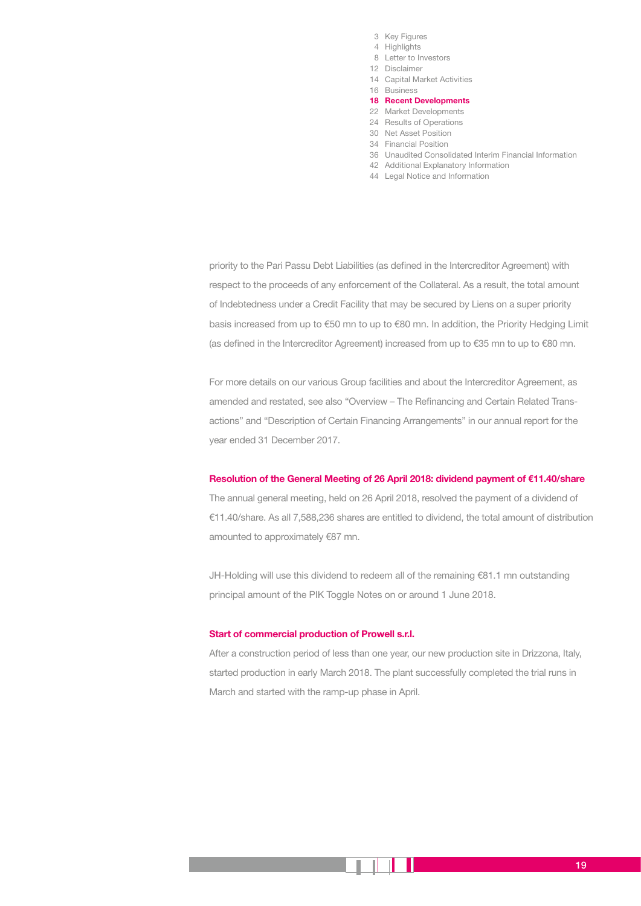priority to the Pari Passu Debt Liabilities (as defined in the Intercreditor Agreement) with respect to the proceeds of any enforcement of the Collateral. As a result, the total amount of Indebtedness under a Credit Facility that may be secured by Liens on a super priority basis increased from up to €50 mn to up to €80 mn. In addition, the Priority Hedging Limit (as defined in the Intercreditor Agreement) increased from up to €35 mn to up to €80 mn.

For more details on our various Group facilities and about the Intercreditor Agreement, as amended and restated, see also "Overview – The Refinancing and Certain Related Transactions" and "Description of Certain Financing Arrangements" in our annual report for the year ended 31 December 2017.

### Resolution of the General Meeting of 26 April 2018: dividend payment of €11.40/share

The annual general meeting, held on 26 April 2018, resolved the payment of a dividend of €11.40/share. As all 7,588,236 shares are entitled to dividend, the total amount of distribution amounted to approximately €87 mn.

JH-Holding will use this dividend to redeem all of the remaining €81.1 mn outstanding principal amount of the PIK Toggle Notes on or around 1 June 2018.

### Start of commercial production of Prowell s.r.l.

After a construction period of less than one year, our new production site in Drizzona, Italy, started production in early March 2018. The plant successfully completed the trial runs in March and started with the ramp-up phase in April.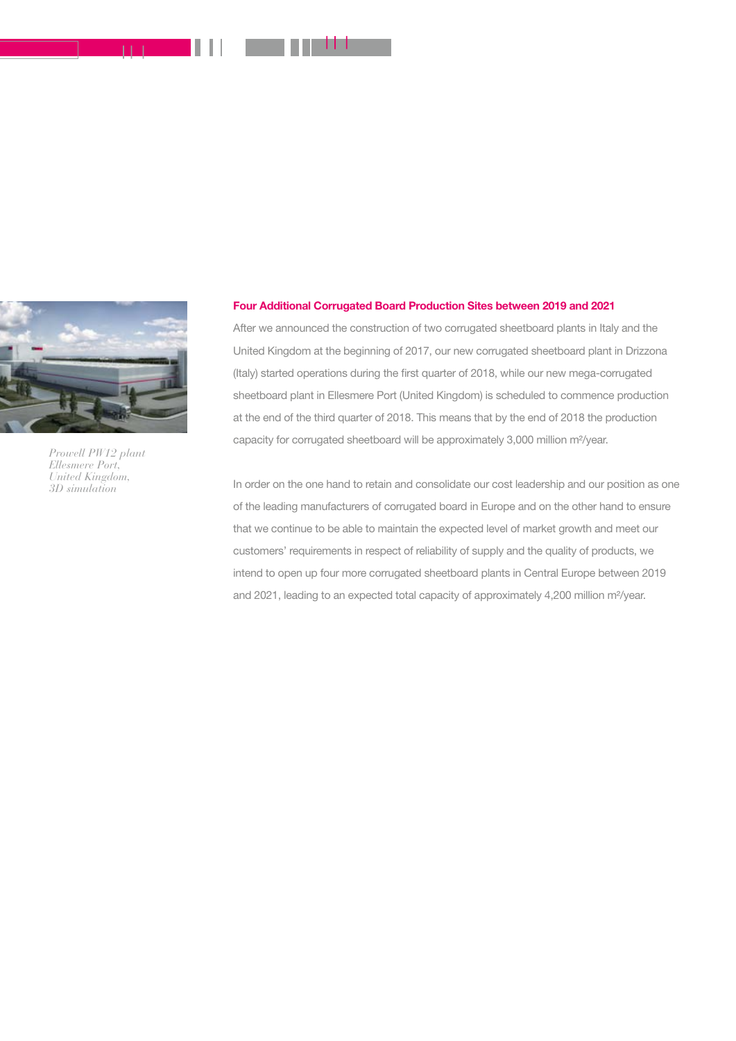*Prowell PW12 plant*
*Ellesmere Port,*
*United Kingdom,*
*3D simulation*

**Four Additional Corrugated Board Production Sites between 2019 and 2021**

After we announced the construction of two corrugated sheetboard plants in Italy and the United Kingdom at the beginning of 2017, our new corrugated sheetboard plant in Drizzona (Italy) started operations during the first quarter of 2018, while our new mega-corrugated sheetboard plant in Ellesmere Port (United Kingdom) is scheduled to commence production at the end of the third quarter of 2018. This means that by the end of 2018 the production capacity for corrugated sheetboard will be approximately 3,000 million m²/year.

In order on the one hand to retain and consolidate our cost leadership and our position as one of the leading manufacturers of corrugated board in Europe and on the other hand to ensure that we continue to be able to maintain the expected level of market growth and meet our customers' requirements in respect of reliability of supply and the quality of products, we intend to open up four more corrugated sheetboard plants in Central Europe between 2019 and 2021, leading to an expected total capacity of approximately 4,200 million m²/year.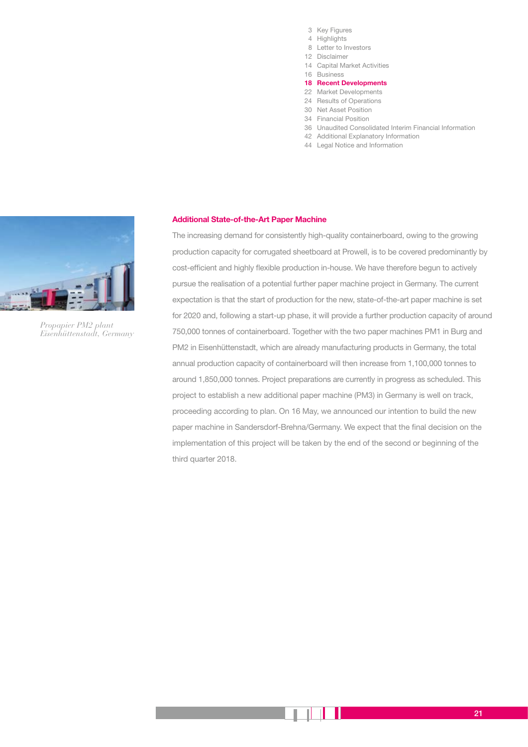## Additional State-of-the-Art Paper Machine

The increasing demand for consistently high-quality containerboard, owing to the growing production capacity for corrugated sheetboard at Prowell, is to be covered predominantly by cost-efficient and highly flexible production in-house. We have therefore begun to actively pursue the realisation of a potential further paper machine project in Germany. The current expectation is that the start of production for the new, state-of-the-art paper machine is set for 2020 and, following a start-up phase, it will provide a further production capacity of around 750,000 tonnes of containerboard. Together with the two paper machines PM1 in Burg and PM2 in Eisenhüttenstadt, which are already manufacturing products in Germany, the total annual production capacity of containerboard will then increase from 1,100,000 tonnes to around 1,850,000 tonnes. Project preparations are currently in progress as scheduled. This project to establish a new additional paper machine (PM3) in Germany is well on track, proceeding according to plan. On 16 May, we announced our intention to build the new paper machine in Sandersdorf-Brehna/Germany. We expect that the final decision on the implementation of this project will be taken by the end of the second or beginning of the third quarter 2018.

*Propapier PM2 plant Eisenhüttenstadt, Germany*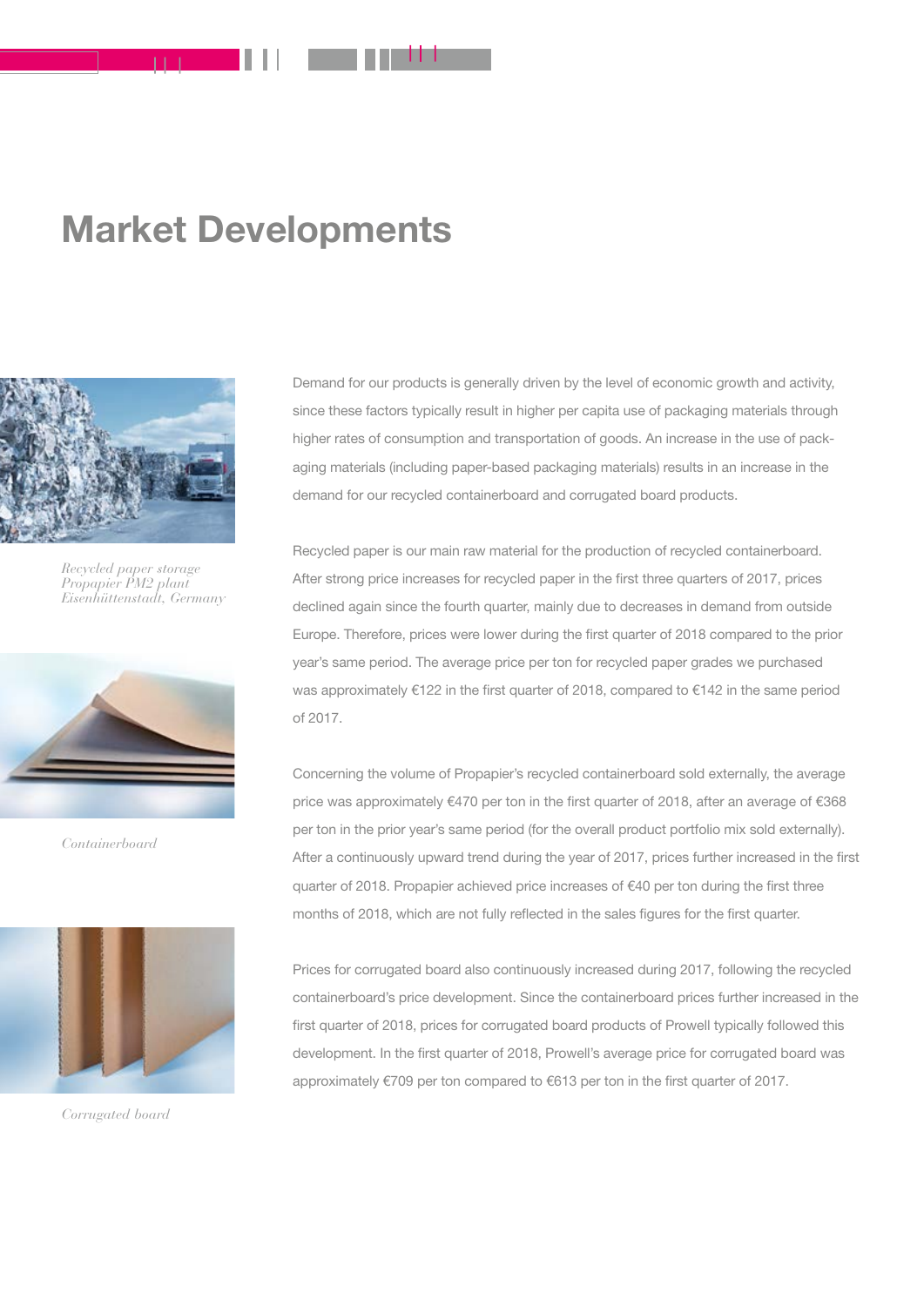# Market Developments

*Recycled paper storage Propapier PM2 plant Eisenhüttenstadt, Germany*

*Containerboard*

*Corrugated board*

Demand for our products is generally driven by the level of economic growth and activity, since these factors typically result in higher per capita use of packaging materials through higher rates of consumption and transportation of goods. An increase in the use of packaging materials (including paper-based packaging materials) results in an increase in the demand for our recycled containerboard and corrugated board products.

Recycled paper is our main raw material for the production of recycled containerboard. After strong price increases for recycled paper in the first three quarters of 2017, prices declined again since the fourth quarter, mainly due to decreases in demand from outside Europe. Therefore, prices were lower during the first quarter of 2018 compared to the prior year's same period. The average price per ton for recycled paper grades we purchased was approximately €122 in the first quarter of 2018, compared to €142 in the same period of 2017.

Concerning the volume of Propapier's recycled containerboard sold externally, the average price was approximately €470 per ton in the first quarter of 2018, after an average of €368 per ton in the prior year's same period (for the overall product portfolio mix sold externally). After a continuously upward trend during the year of 2017, prices further increased in the first quarter of 2018. Propapier achieved price increases of €40 per ton during the first three months of 2018, which are not fully reflected in the sales figures for the first quarter.

Prices for corrugated board also continuously increased during 2017, following the recycled containerboard's price development. Since the containerboard prices further increased in the first quarter of 2018, prices for corrugated board products of Prowell typically followed this development. In the first quarter of 2018, Prowell's average price for corrugated board was approximately €709 per ton compared to €613 per ton in the first quarter of 2017.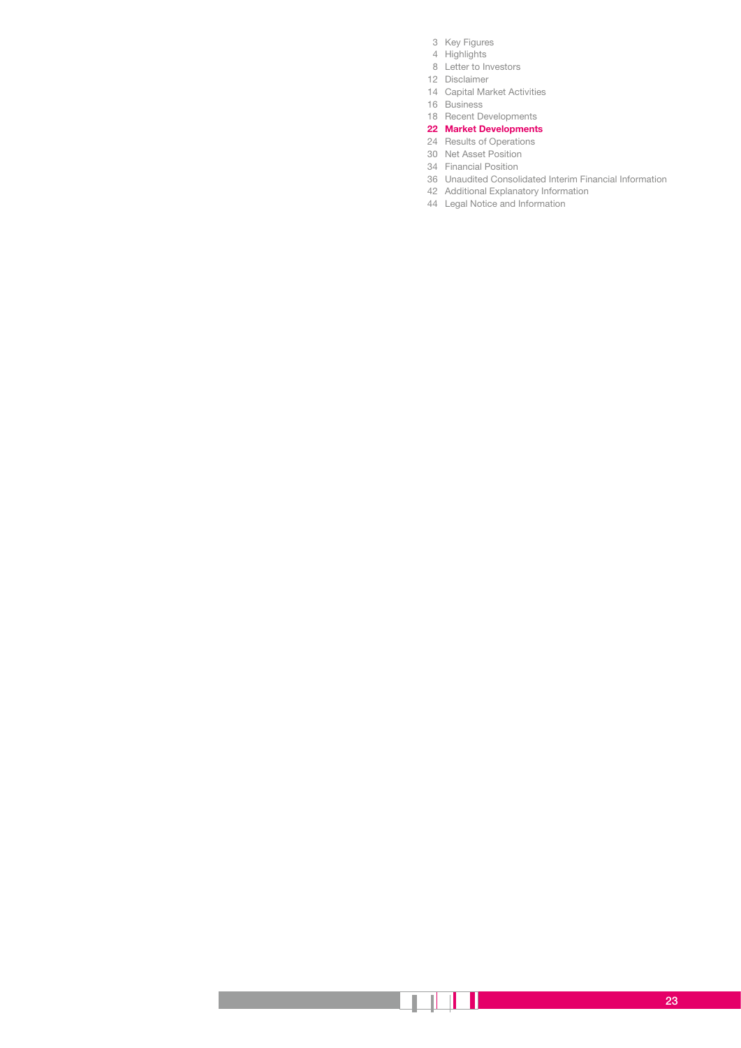3 Key Figures
4 Highlights
8 Letter to Investors
12 Disclaimer
14 Capital Market Activities
16 Business
18 Recent Developments
**22 Market Developments**
24 Results of Operations
30 Net Asset Position
34 Financial Position
36 Unaudited Consolidated Interim Financial Information
42 Additional Explanatory Information
44 Legal Notice and Information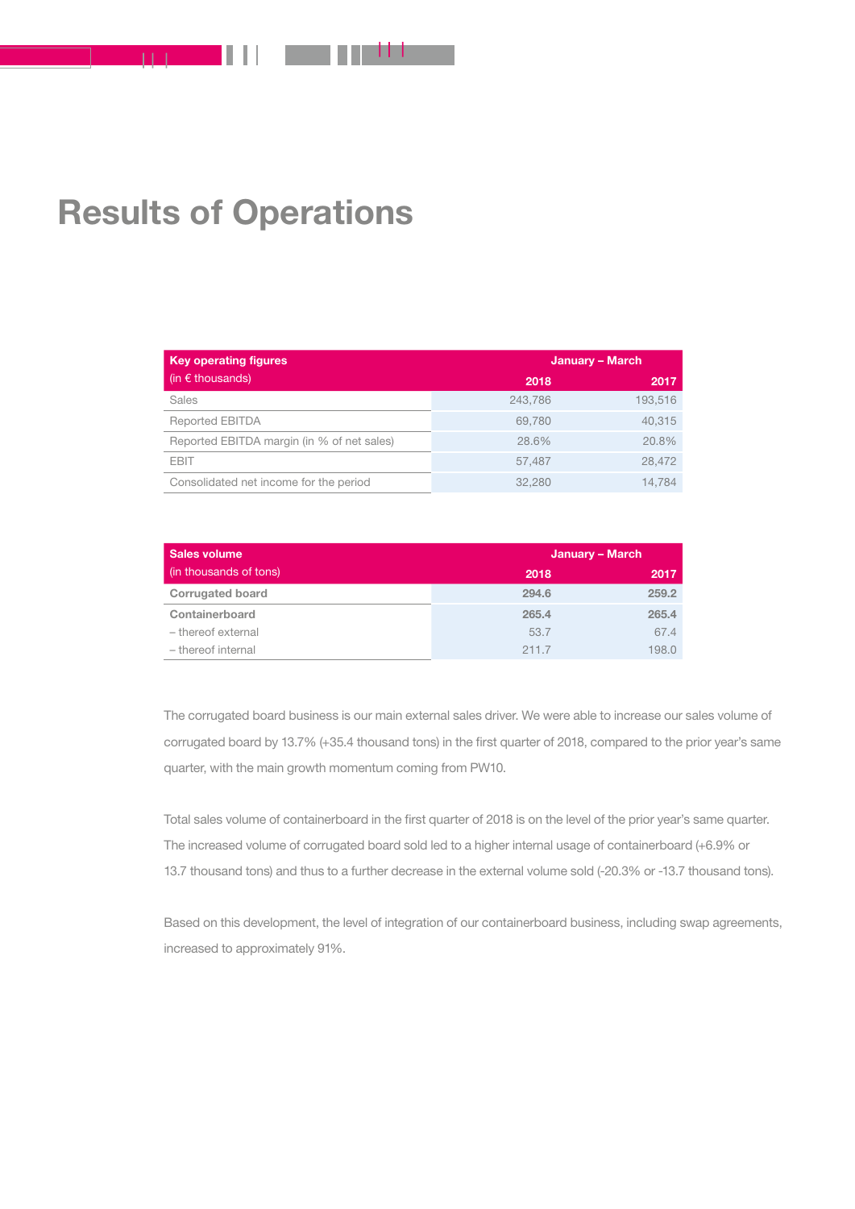# Results of Operations

| Key operating figures (in € thousands) | January – March 2018 | 2017 |
|---|---|---|
| Sales | 243,786 | 193,516 |
| Reported EBITDA | 69,780 | 40,315 |
| Reported EBITDA margin (in % of net sales) | 28.6% | 20.8% |
| EBIT | 57,487 | 28,472 |
| Consolidated net income for the period | 32,280 | 14,784 |

| Sales volume (in thousands of tons) | January – March 2018 | 2017 |
|---|---|---|
| **Corrugated board** | **294.6** | **259.2** |
| **Containerboard** | **265.4** | **265.4** |
| – thereof external | 53.7 | 67.4 |
| – thereof internal | 211.7 | 198.0 |

The corrugated board business is our main external sales driver. We were able to increase our sales volume of corrugated board by 13.7% (+35.4 thousand tons) in the first quarter of 2018, compared to the prior year's same quarter, with the main growth momentum coming from PW10.

Total sales volume of containerboard in the first quarter of 2018 is on the level of the prior year's same quarter. The increased volume of corrugated board sold led to a higher internal usage of containerboard (+6.9% or 13.7 thousand tons) and thus to a further decrease in the external volume sold (-20.3% or -13.7 thousand tons).

Based on this development, the level of integration of our containerboard business, including swap agreements, increased to approximately 91%.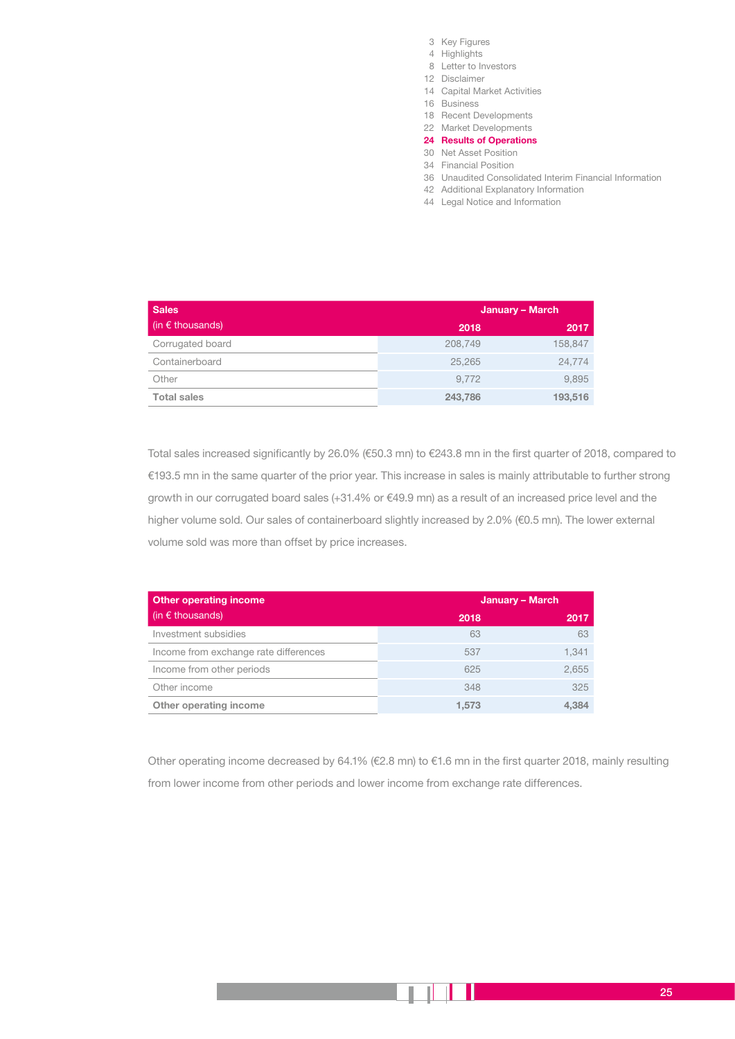| Sales<br>(in € thousands) | January – March | |
|---|---|---|
| | 2018 | 2017 |
| Corrugated board | 208,749 | 158,847 |
| Containerboard | 25,265 | 24,774 |
| Other | 9,772 | 9,895 |
| **Total sales** | **243,786** | **193,516** |

Total sales increased significantly by 26.0% (€50.3 mn) to €243.8 mn in the first quarter of 2018, compared to €193.5 mn in the same quarter of the prior year. This increase in sales is mainly attributable to further strong growth in our corrugated board sales (+31.4% or €49.9 mn) as a result of an increased price level and the higher volume sold. Our sales of containerboard slightly increased by 2.0% (€0.5 mn). The lower external volume sold was more than offset by price increases.

| Other operating income<br>(in € thousands) | January – March | |
|---|---|---|
| | 2018 | 2017 |
| Investment subsidies | 63 | 63 |
| Income from exchange rate differences | 537 | 1,341 |
| Income from other periods | 625 | 2,655 |
| Other income | 348 | 325 |
| **Other operating income** | **1,573** | **4,384** |

Other operating income decreased by 64.1% (€2.8 mn) to €1.6 mn in the first quarter 2018, mainly resulting from lower income from other periods and lower income from exchange rate differences.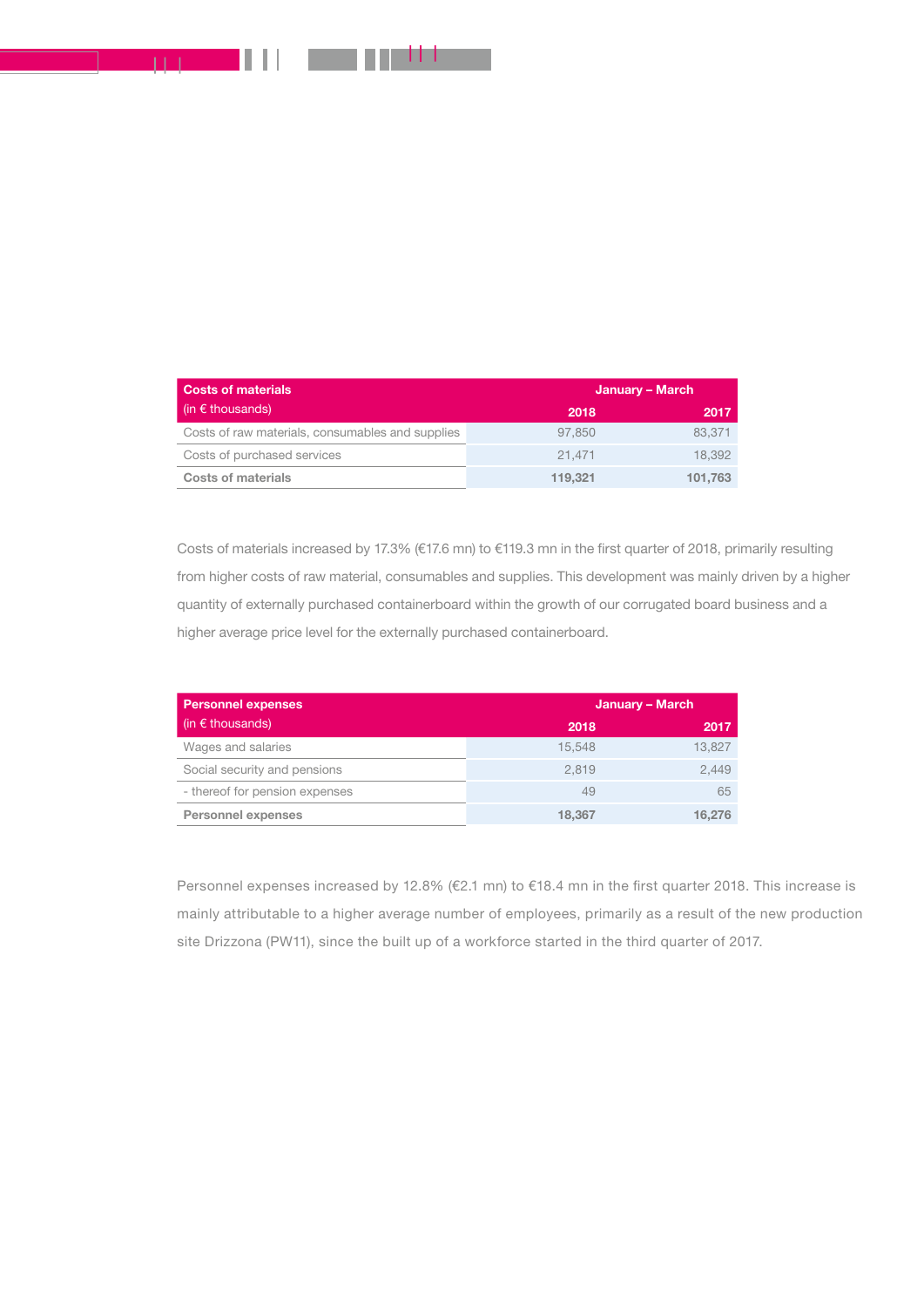| Costs of materials (in € thousands) | January – March | |
|---|---|---|
| | 2018 | 2017 |
| Costs of raw materials, consumables and supplies | 97,850 | 83,371 |
| Costs of purchased services | 21,471 | 18,392 |
| **Costs of materials** | **119,321** | **101,763** |

Costs of materials increased by 17.3% (€17.6 mn) to €119.3 mn in the first quarter of 2018, primarily resulting from higher costs of raw material, consumables and supplies. This development was mainly driven by a higher quantity of externally purchased containerboard within the growth of our corrugated board business and a higher average price level for the externally purchased containerboard.

| Personnel expenses (in € thousands) | January – March | |
|---|---|---|
| | 2018 | 2017 |
| Wages and salaries | 15,548 | 13,827 |
| Social security and pensions | 2,819 | 2,449 |
| - thereof for pension expenses | 49 | 65 |
| **Personnel expenses** | **18,367** | **16,276** |

Personnel expenses increased by 12.8% (€2.1 mn) to €18.4 mn in the first quarter 2018. This increase is mainly attributable to a higher average number of employees, primarily as a result of the new production site Drizzona (PW11), since the built up of a workforce started in the third quarter of 2017.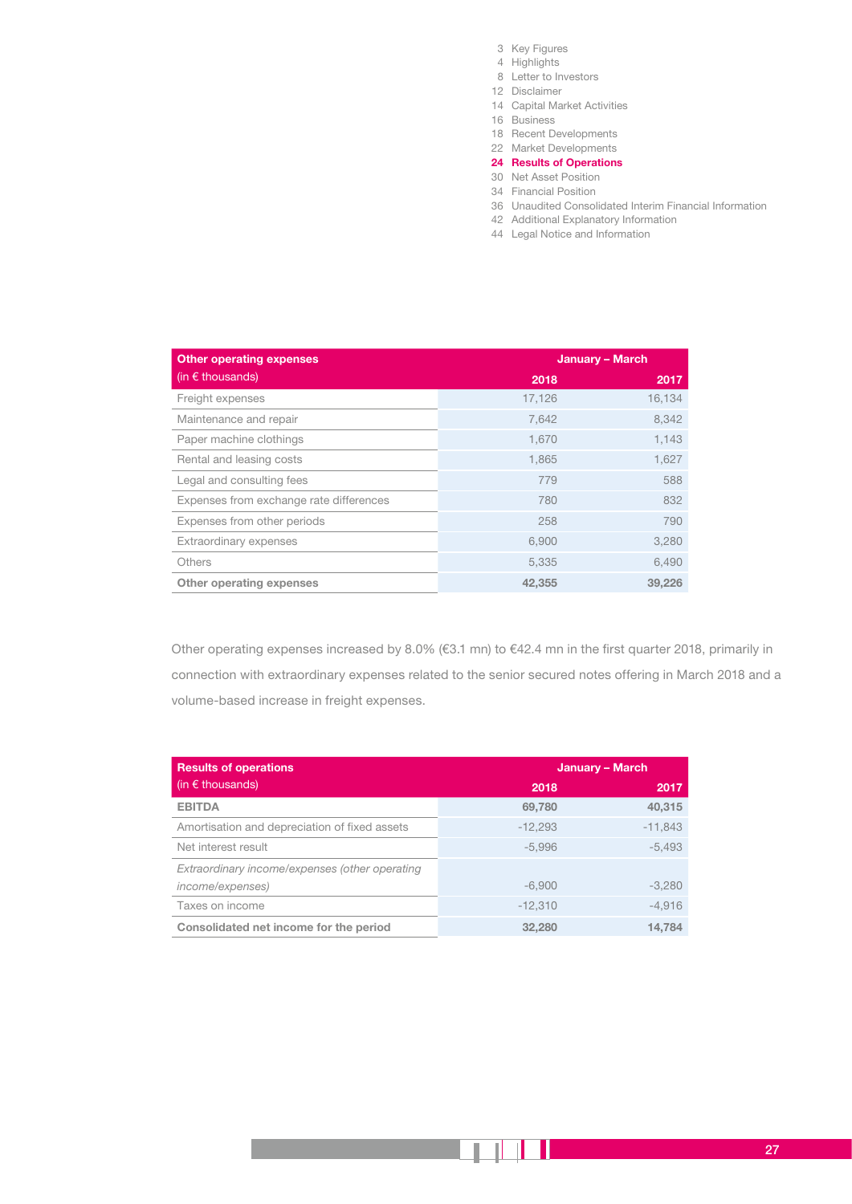| Other operating expenses (in € thousands) | January – March 2018 | 2017 |
|---|---|---|
| Freight expenses | 17,126 | 16,134 |
| Maintenance and repair | 7,642 | 8,342 |
| Paper machine clothings | 1,670 | 1,143 |
| Rental and leasing costs | 1,865 | 1,627 |
| Legal and consulting fees | 779 | 588 |
| Expenses from exchange rate differences | 780 | 832 |
| Expenses from other periods | 258 | 790 |
| Extraordinary expenses | 6,900 | 3,280 |
| Others | 5,335 | 6,490 |
| **Other operating expenses** | **42,355** | **39,226** |

Other operating expenses increased by 8.0% (€3.1 mn) to €42.4 mn in the first quarter 2018, primarily in connection with extraordinary expenses related to the senior secured notes offering in March 2018 and a volume-based increase in freight expenses.

| Results of operations (in € thousands) | January – March 2018 | 2017 |
|---|---|---|
| **EBITDA** | **69,780** | **40,315** |
| Amortisation and depreciation of fixed assets | -12,293 | -11,843 |
| Net interest result | -5,996 | -5,493 |
| *Extraordinary income/expenses (other operating income/expenses)* | -6,900 | -3,280 |
| Taxes on income | -12,310 | -4,916 |
| **Consolidated net income for the period** | **32,280** | **14,784** |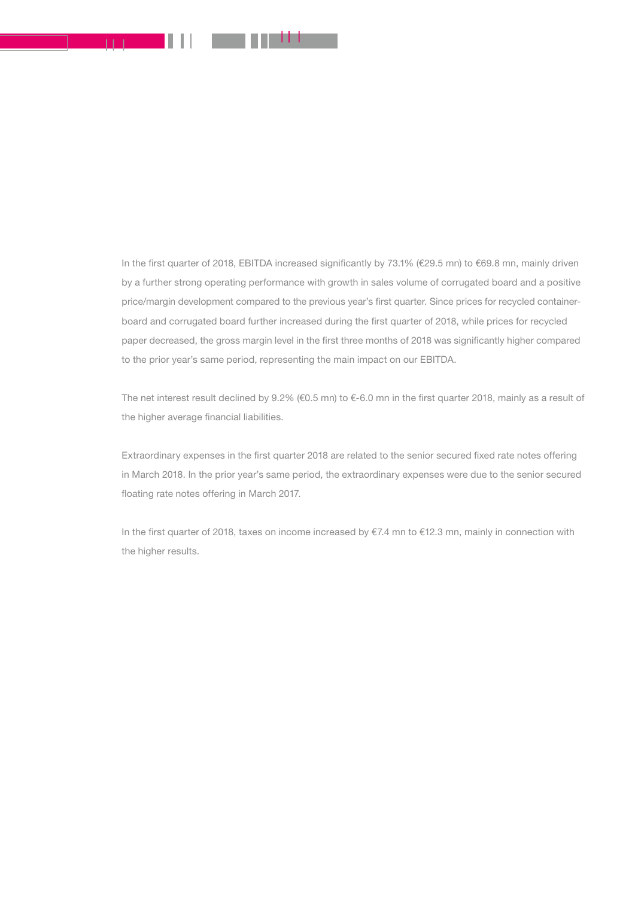In the first quarter of 2018, EBITDA increased significantly by 73.1% (€29.5 mn) to €69.8 mn, mainly driven by a further strong operating performance with growth in sales volume of corrugated board and a positive price/margin development compared to the previous year's first quarter. Since prices for recycled containerboard and corrugated board further increased during the first quarter of 2018, while prices for recycled paper decreased, the gross margin level in the first three months of 2018 was significantly higher compared to the prior year's same period, representing the main impact on our EBITDA.

The net interest result declined by 9.2% (€0.5 mn) to €-6.0 mn in the first quarter 2018, mainly as a result of the higher average financial liabilities.

Extraordinary expenses in the first quarter 2018 are related to the senior secured fixed rate notes offering in March 2018. In the prior year's same period, the extraordinary expenses were due to the senior secured floating rate notes offering in March 2017.

In the first quarter of 2018, taxes on income increased by €7.4 mn to €12.3 mn, mainly in connection with the higher results.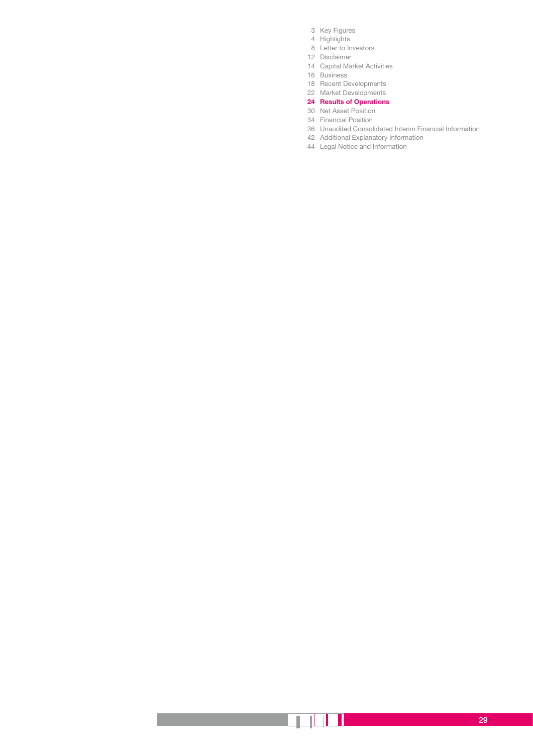3 Key Figures
4 Highlights
8 Letter to Investors
12 Disclaimer
14 Capital Market Activities
16 Business
18 Recent Developments
22 Market Developments
**24 Results of Operations**
30 Net Asset Position
34 Financial Position
36 Unaudited Consolidated Interim Financial Information
42 Additional Explanatory Information
44 Legal Notice and Information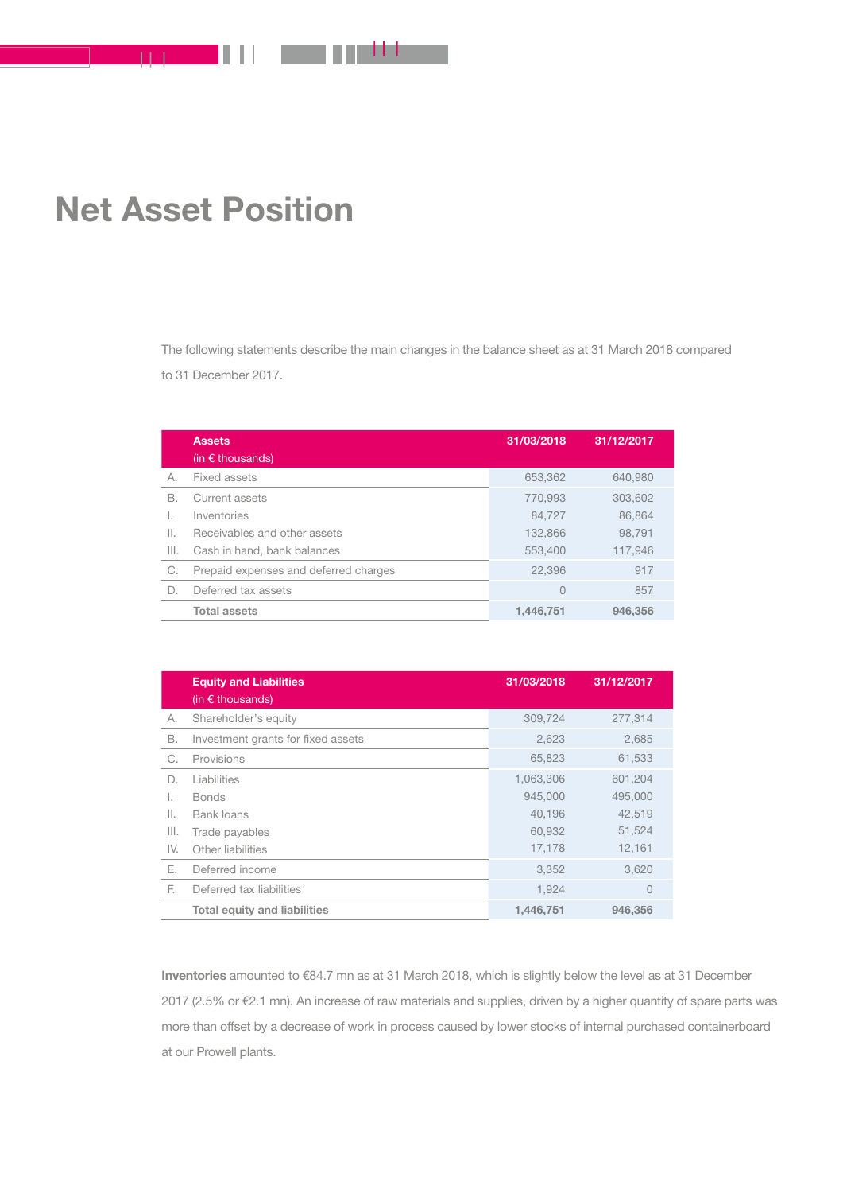# Net Asset Position

The following statements describe the main changes in the balance sheet as at 31 March 2018 compared to 31 December 2017.

| | Assets (in € thousands) | 31/03/2018 | 31/12/2017 |
|---|---|---|---|
| A. | Fixed assets | 653,362 | 640,980 |
| B. | Current assets | 770,993 | 303,602 |
| I. | Inventories | 84,727 | 86,864 |
| II. | Receivables and other assets | 132,866 | 98,791 |
| III. | Cash in hand, bank balances | 553,400 | 117,946 |
| C. | Prepaid expenses and deferred charges | 22,396 | 917 |
| D. | Deferred tax assets | 0 | 857 |
| | **Total assets** | **1,446,751** | **946,356** |

| | Equity and Liabilities (in € thousands) | 31/03/2018 | 31/12/2017 |
|---|---|---|---|
| A. | Shareholder's equity | 309,724 | 277,314 |
| B. | Investment grants for fixed assets | 2,623 | 2,685 |
| C. | Provisions | 65,823 | 61,533 |
| D. | Liabilities | 1,063,306 | 601,204 |
| I. | Bonds | 945,000 | 495,000 |
| II. | Bank loans | 40,196 | 42,519 |
| III. | Trade payables | 60,932 | 51,524 |
| IV. | Other liabilities | 17,178 | 12,161 |
| E. | Deferred income | 3,352 | 3,620 |
| F. | Deferred tax liabilities | 1,924 | 0 |
| | **Total equity and liabilities** | **1,446,751** | **946,356** |

**Inventories** amounted to €84.7 mn as at 31 March 2018, which is slightly below the level as at 31 December 2017 (2.5% or €2.1 mn). An increase of raw materials and supplies, driven by a higher quantity of spare parts was more than offset by a decrease of work in process caused by lower stocks of internal purchased containerboard at our Prowell plants.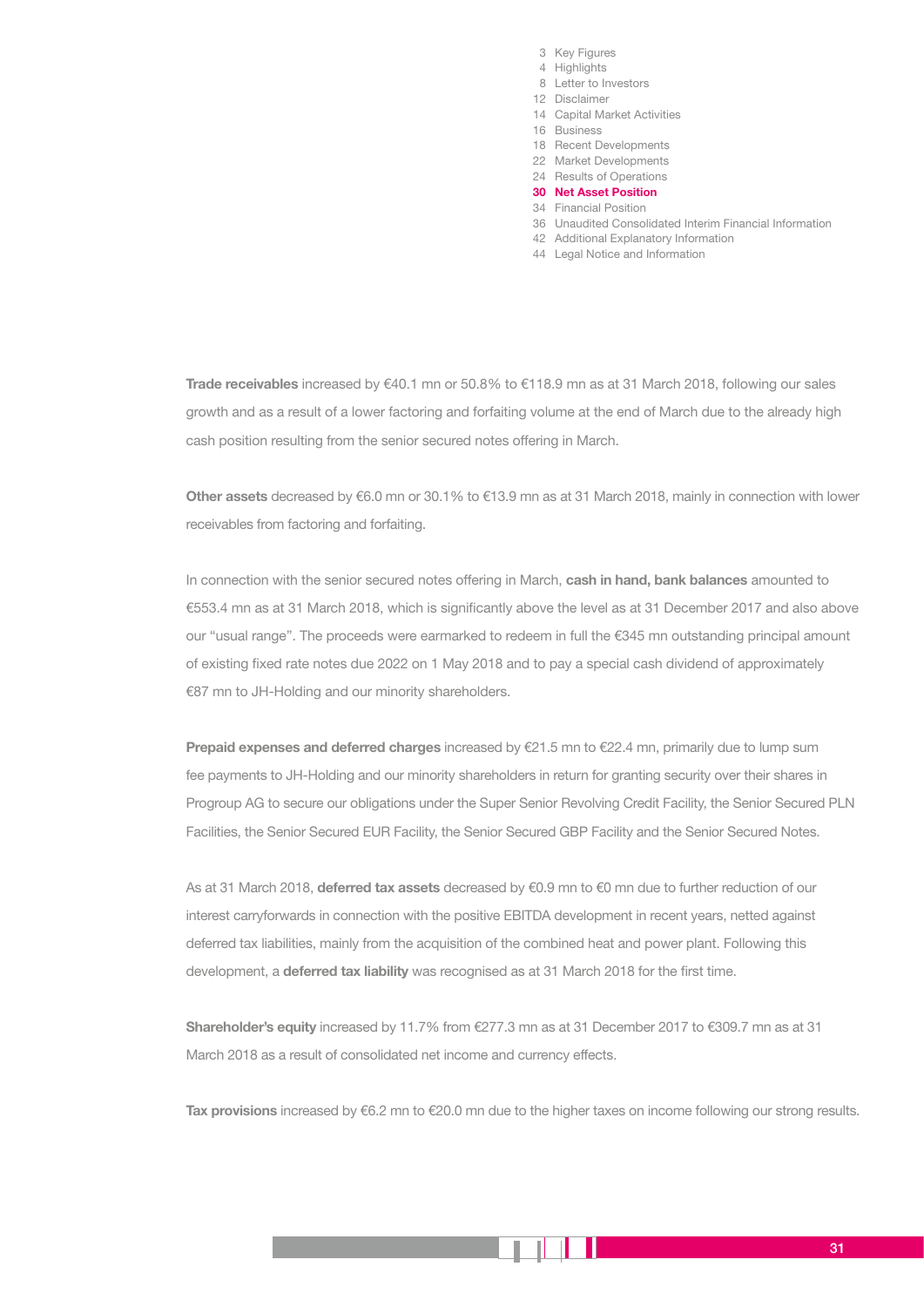**Trade receivables** increased by €40.1 mn or 50.8% to €118.9 mn as at 31 March 2018, following our sales growth and as a result of a lower factoring and forfaiting volume at the end of March due to the already high cash position resulting from the senior secured notes offering in March.

**Other assets** decreased by €6.0 mn or 30.1% to €13.9 mn as at 31 March 2018, mainly in connection with lower receivables from factoring and forfaiting.

In connection with the senior secured notes offering in March, **cash in hand, bank balances** amounted to €553.4 mn as at 31 March 2018, which is significantly above the level as at 31 December 2017 and also above our "usual range". The proceeds were earmarked to redeem in full the €345 mn outstanding principal amount of existing fixed rate notes due 2022 on 1 May 2018 and to pay a special cash dividend of approximately €87 mn to JH-Holding and our minority shareholders.

**Prepaid expenses and deferred charges** increased by €21.5 mn to €22.4 mn, primarily due to lump sum fee payments to JH-Holding and our minority shareholders in return for granting security over their shares in Progroup AG to secure our obligations under the Super Senior Revolving Credit Facility, the Senior Secured PLN Facilities, the Senior Secured EUR Facility, the Senior Secured GBP Facility and the Senior Secured Notes.

As at 31 March 2018, **deferred tax assets** decreased by €0.9 mn to €0 mn due to further reduction of our interest carryforwards in connection with the positive EBITDA development in recent years, netted against deferred tax liabilities, mainly from the acquisition of the combined heat and power plant. Following this development, a **deferred tax liability** was recognised as at 31 March 2018 for the first time.

**Shareholder's equity** increased by 11.7% from €277.3 mn as at 31 December 2017 to €309.7 mn as at 31 March 2018 as a result of consolidated net income and currency effects.

**Tax provisions** increased by €6.2 mn to €20.0 mn due to the higher taxes on income following our strong results.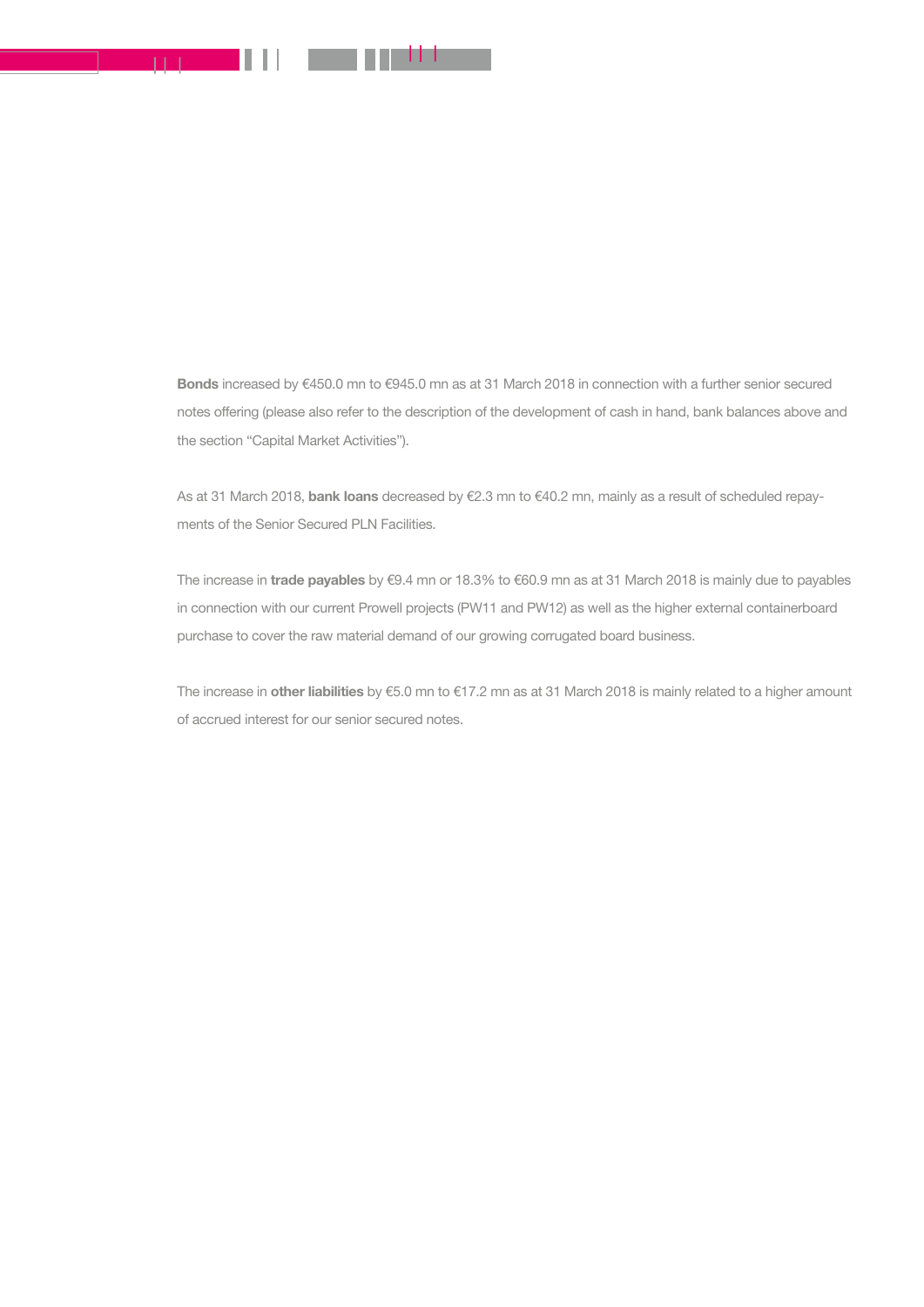**Bonds** increased by €450.0 mn to €945.0 mn as at 31 March 2018 in connection with a further senior secured notes offering (please also refer to the description of the development of cash in hand, bank balances above and the section "Capital Market Activities").

As at 31 March 2018, **bank loans** decreased by €2.3 mn to €40.2 mn, mainly as a result of scheduled repayments of the Senior Secured PLN Facilities.

The increase in **trade payables** by €9.4 mn or 18.3% to €60.9 mn as at 31 March 2018 is mainly due to payables in connection with our current Prowell projects (PW11 and PW12) as well as the higher external containerboard purchase to cover the raw material demand of our growing corrugated board business.

The increase in **other liabilities** by €5.0 mn to €17.2 mn as at 31 March 2018 is mainly related to a higher amount of accrued interest for our senior secured notes.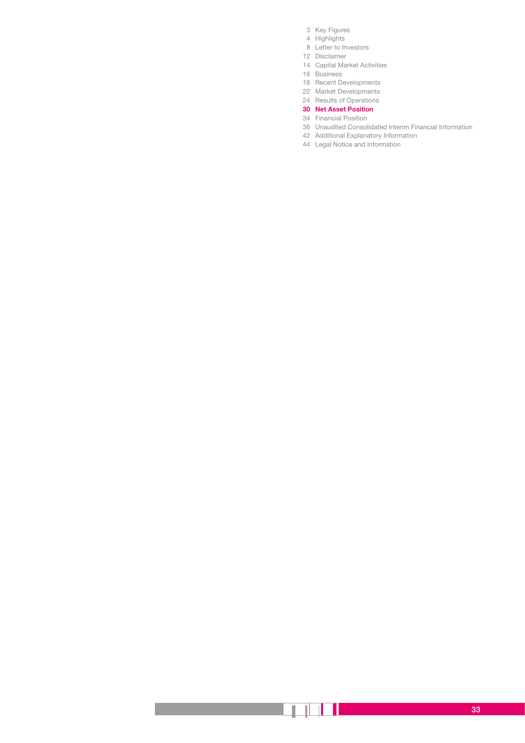- 3 Key Figures
- 4 Highlights
- 8 Letter to Investors
- 12 Disclaimer
- 14 Capital Market Activities
- 16 Business
- 18 Recent Developments
- 22 Market Developments
- 24 Results of Operations
- **30 Net Asset Position**
- 34 Financial Position
- 36 Unaudited Consolidated Interim Financial Information
- 42 Additional Explanatory Information
- 44 Legal Notice and Information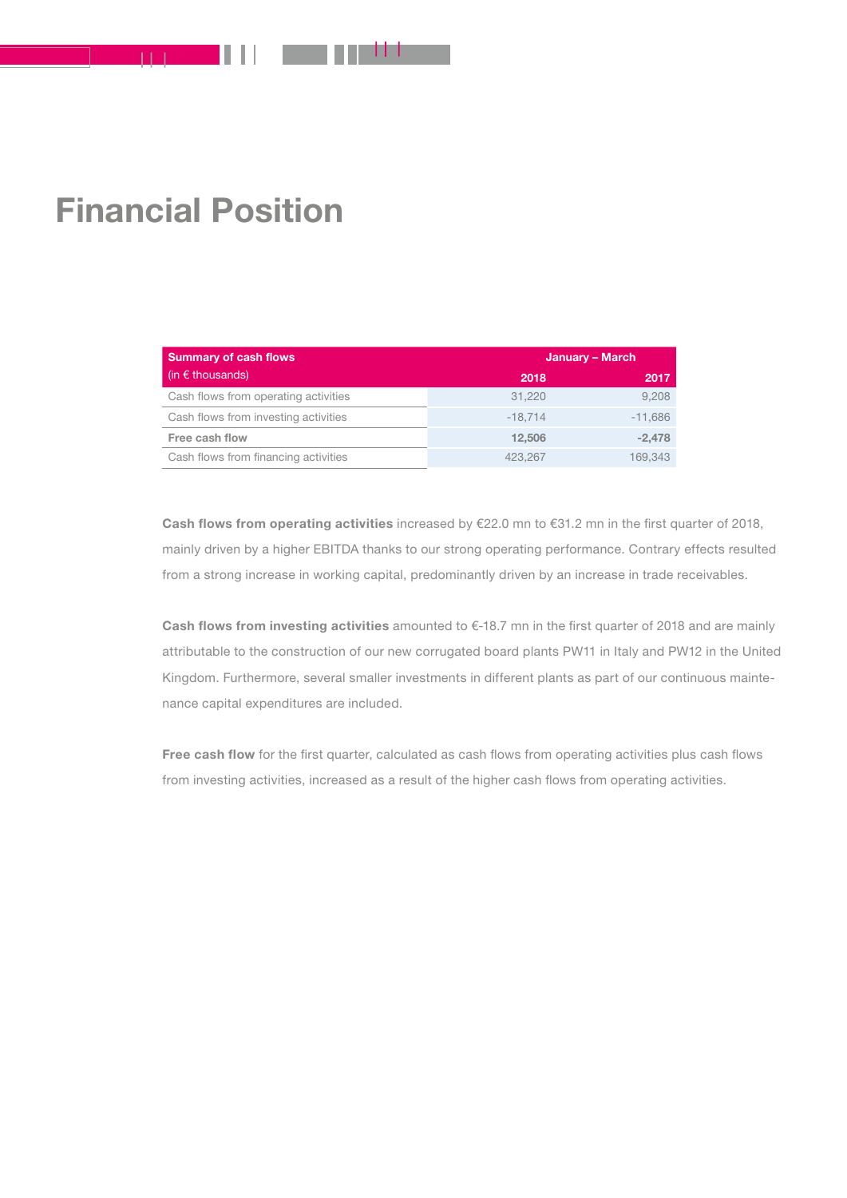# Financial Position

| Summary of cash flows (in € thousands) | January – March | |
|---|---|---|
| | 2018 | 2017 |
| Cash flows from operating activities | 31,220 | 9,208 |
| Cash flows from investing activities | -18,714 | -11,686 |
| **Free cash flow** | **12,506** | **-2,478** |
| Cash flows from financing activities | 423,267 | 169,343 |

**Cash flows from operating activities** increased by €22.0 mn to €31.2 mn in the first quarter of 2018, mainly driven by a higher EBITDA thanks to our strong operating performance. Contrary effects resulted from a strong increase in working capital, predominantly driven by an increase in trade receivables.

**Cash flows from investing activities** amounted to €-18.7 mn in the first quarter of 2018 and are mainly attributable to the construction of our new corrugated board plants PW11 in Italy and PW12 in the United Kingdom. Furthermore, several smaller investments in different plants as part of our continuous maintenance capital expenditures are included.

**Free cash flow** for the first quarter, calculated as cash flows from operating activities plus cash flows from investing activities, increased as a result of the higher cash flows from operating activities.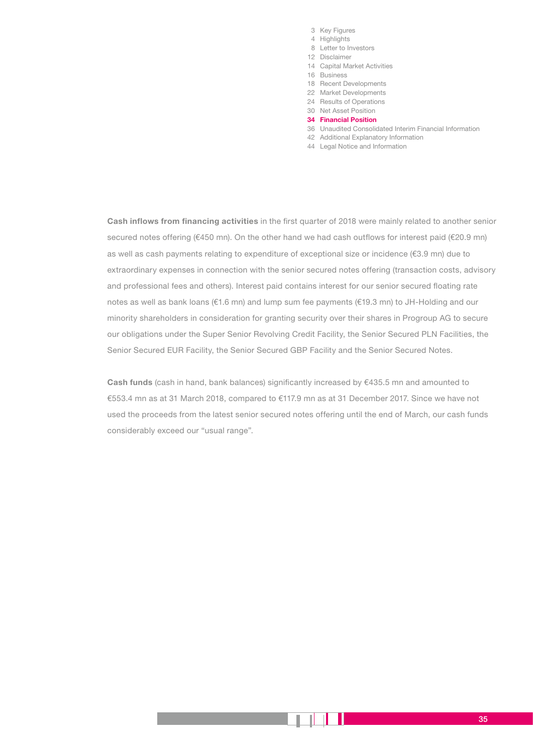**Cash inflows from financing activities** in the first quarter of 2018 were mainly related to another senior secured notes offering (€450 mn). On the other hand we had cash outflows for interest paid (€20.9 mn) as well as cash payments relating to expenditure of exceptional size or incidence (€3.9 mn) due to extraordinary expenses in connection with the senior secured notes offering (transaction costs, advisory and professional fees and others). Interest paid contains interest for our senior secured floating rate notes as well as bank loans (€1.6 mn) and lump sum fee payments (€19.3 mn) to JH-Holding and our minority shareholders in consideration for granting security over their shares in Progroup AG to secure our obligations under the Super Senior Revolving Credit Facility, the Senior Secured PLN Facilities, the Senior Secured EUR Facility, the Senior Secured GBP Facility and the Senior Secured Notes.

**Cash funds** (cash in hand, bank balances) significantly increased by €435.5 mn and amounted to €553.4 mn as at 31 March 2018, compared to €117.9 mn as at 31 December 2017. Since we have not used the proceeds from the latest senior secured notes offering until the end of March, our cash funds considerably exceed our “usual range”.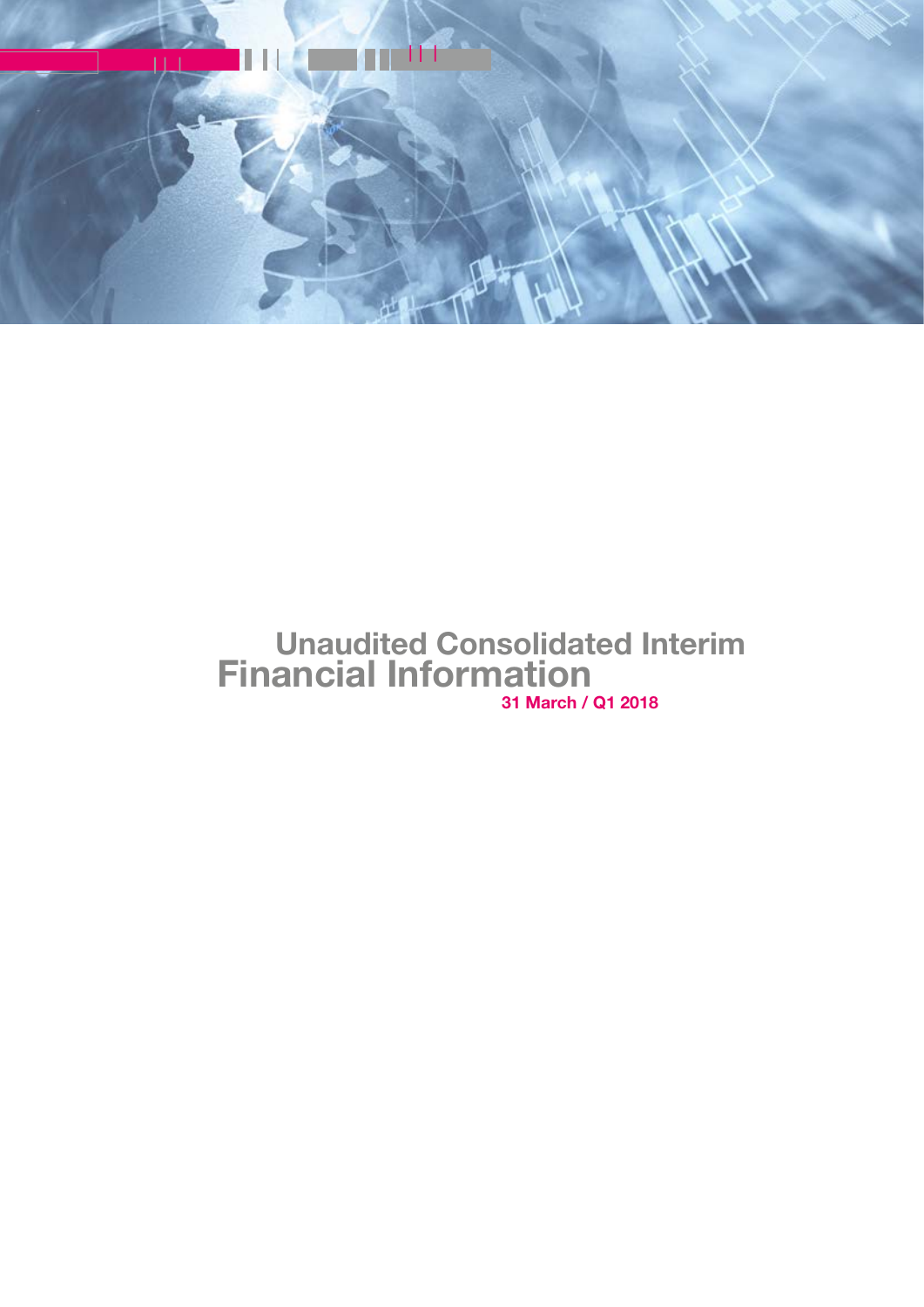# Unaudited Consolidated Interim Financial Information

**31 March / Q1 2018**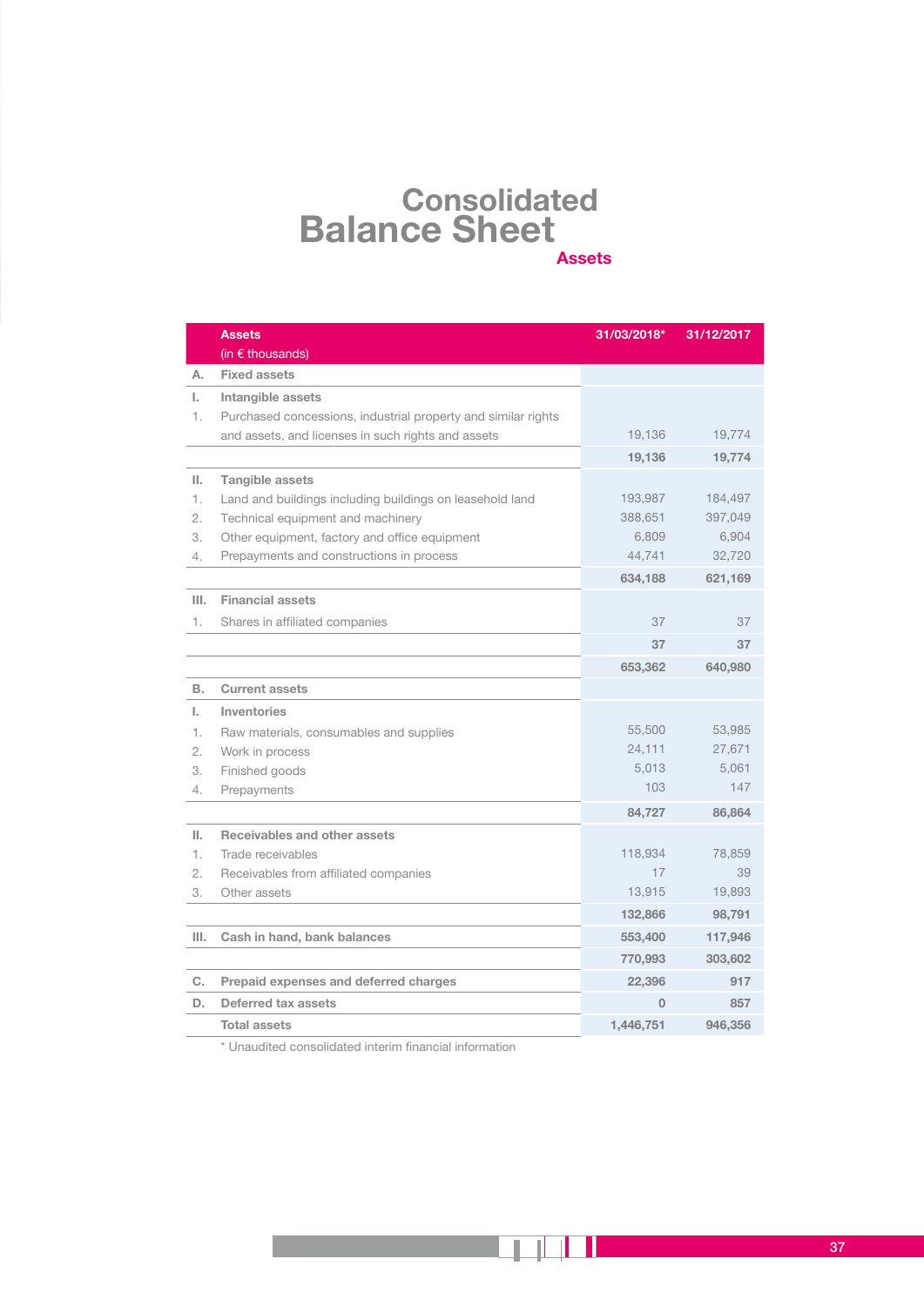# Consolidated Balance Sheet

## Assets

| | Assets (in € thousands) | 31/03/2018* | 31/12/2017 |
|---|---|---|---|
| **A.** | **Fixed assets** | | |
| **I.** | **Intangible assets** | | |
| 1. | Purchased concessions, industrial property and similar rights and assets, and licenses in such rights and assets | 19,136 | 19,774 |
| | | **19,136** | **19,774** |
| **II.** | **Tangible assets** | | |
| 1. | Land and buildings including buildings on leasehold land | 193,987 | 184,497 |
| 2. | Technical equipment and machinery | 388,651 | 397,049 |
| 3. | Other equipment, factory and office equipment | 6,809 | 6,904 |
| 4. | Prepayments and constructions in process | 44,741 | 32,720 |
| | | **634,188** | **621,169** |
| **III.** | **Financial assets** | | |
| 1. | Shares in affiliated companies | 37 | 37 |
| | | **37** | **37** |
| | | **653,362** | **640,980** |
| **B.** | **Current assets** | | |
| **I.** | **Inventories** | | |
| 1. | Raw materials, consumables and supplies | 55,500 | 53,985 |
| 2. | Work in process | 24,111 | 27,671 |
| 3. | Finished goods | 5,013 | 5,061 |
| 4. | Prepayments | 103 | 147 |
| | | **84,727** | **86,864** |
| **II.** | **Receivables and other assets** | | |
| 1. | Trade receivables | 118,934 | 78,859 |
| 2. | Receivables from affiliated companies | 17 | 39 |
| 3. | Other assets | 13,915 | 19,893 |
| | | **132,866** | **98,791** |
| **III.** | **Cash in hand, bank balances** | **553,400** | **117,946** |
| | | **770,993** | **303,602** |
| **C.** | **Prepaid expenses and deferred charges** | **22,396** | **917** |
| **D.** | **Deferred tax assets** | **0** | **857** |
| | **Total assets** | **1,446,751** | **946,356** |

\* Unaudited consolidated interim financial information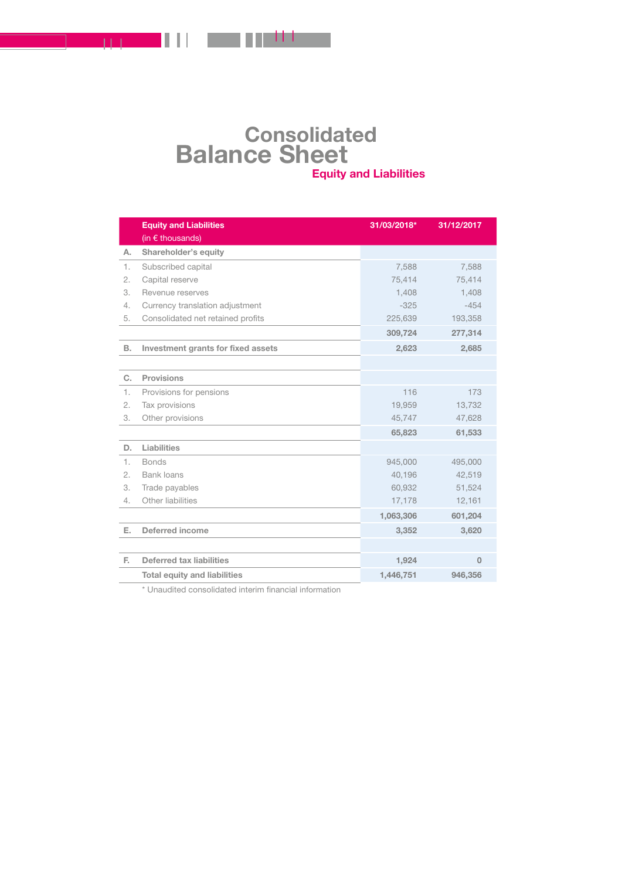# Consolidated Balance Sheet

## Equity and Liabilities

| | Equity and Liabilities (in € thousands) | 31/03/2018* | 31/12/2017 |
|---|---|---|---|
| **A.** | **Shareholder's equity** | | |
| 1. | Subscribed capital | 7,588 | 7,588 |
| 2. | Capital reserve | 75,414 | 75,414 |
| 3. | Revenue reserves | 1,408 | 1,408 |
| 4. | Currency translation adjustment | -325 | -454 |
| 5. | Consolidated net retained profits | 225,639 | 193,358 |
| | | **309,724** | **277,314** |
| **B.** | **Investment grants for fixed assets** | **2,623** | **2,685** |
| **C.** | **Provisions** | | |
| 1. | Provisions for pensions | 116 | 173 |
| 2. | Tax provisions | 19,959 | 13,732 |
| 3. | Other provisions | 45,747 | 47,628 |
| | | **65,823** | **61,533** |
| **D.** | **Liabilities** | | |
| 1. | Bonds | 945,000 | 495,000 |
| 2. | Bank loans | 40,196 | 42,519 |
| 3. | Trade payables | 60,932 | 51,524 |
| 4. | Other liabilities | 17,178 | 12,161 |
| | | **1,063,306** | **601,204** |
| **E.** | **Deferred income** | **3,352** | **3,620** |
| **F.** | **Deferred tax liabilities** | **1,924** | **0** |
| | **Total equity and liabilities** | **1,446,751** | **946,356** |

\* Unaudited consolidated interim financial information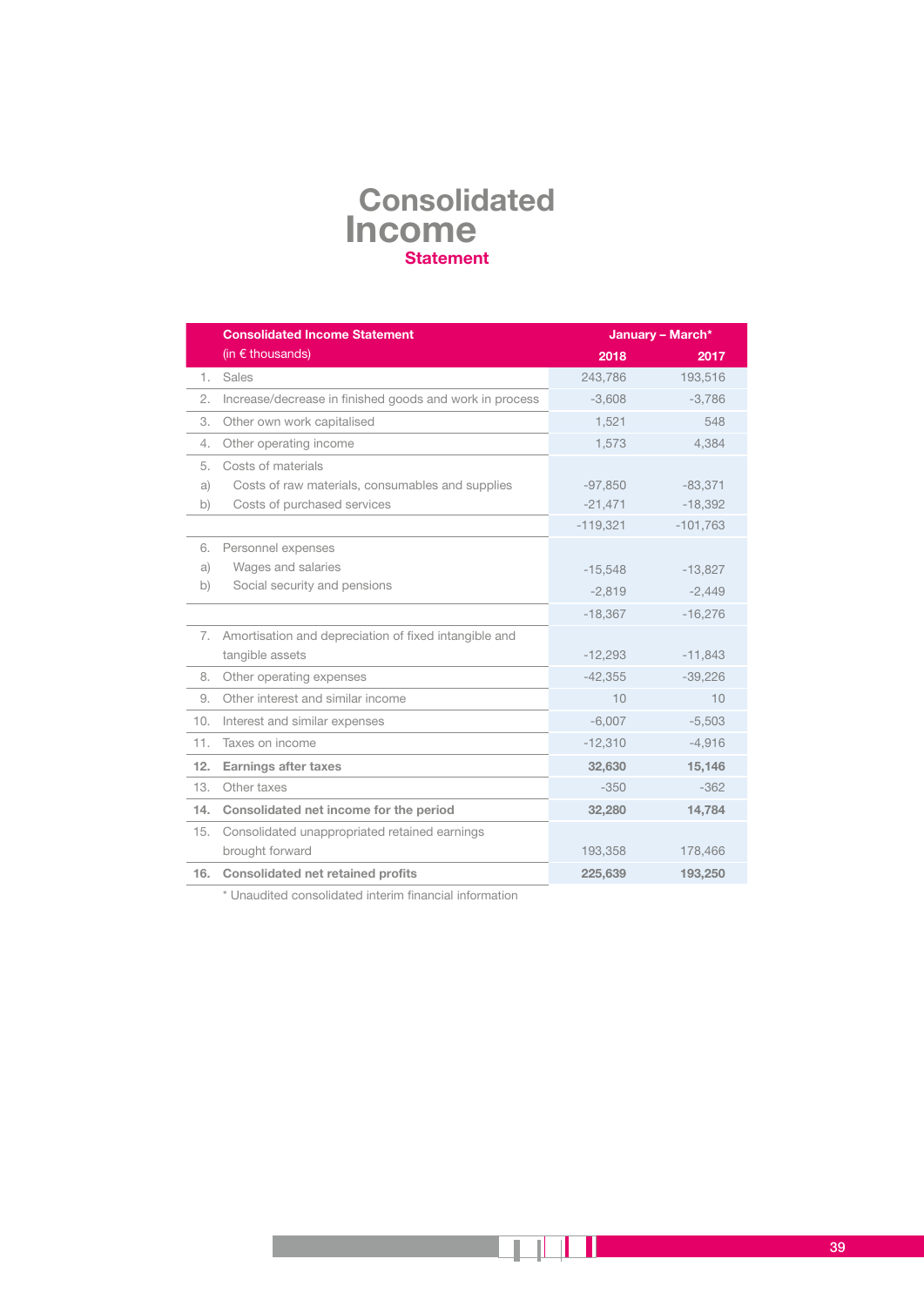# Consolidated Income Statement

| | Consolidated Income Statement (in € thousands) | January – March* 2018 | 2017 |
|---|---|---|---|
| 1. | Sales | 243,786 | 193,516 |
| 2. | Increase/decrease in finished goods and work in process | -3,608 | -3,786 |
| 3. | Other own work capitalised | 1,521 | 548 |
| 4. | Other operating income | 1,573 | 4,384 |
| 5. | Costs of materials | | |
| a) | Costs of raw materials, consumables and supplies | -97,850 | -83,371 |
| b) | Costs of purchased services | -21,471 | -18,392 |
| | | -119,321 | -101,763 |
| 6. | Personnel expenses | | |
| a) | Wages and salaries | -15,548 | -13,827 |
| b) | Social security and pensions | -2,819 | -2,449 |
| | | -18,367 | -16,276 |
| 7. | Amortisation and depreciation of fixed intangible and tangible assets | -12,293 | -11,843 |
| 8. | Other operating expenses | -42,355 | -39,226 |
| 9. | Other interest and similar income | 10 | 10 |
| 10. | Interest and similar expenses | -6,007 | -5,503 |
| 11. | Taxes on income | -12,310 | -4,916 |
| **12.** | **Earnings after taxes** | **32,630** | **15,146** |
| 13. | Other taxes | -350 | -362 |
| **14.** | **Consolidated net income for the period** | **32,280** | **14,784** |
| 15. | Consolidated unappropriated retained earnings brought forward | 193,358 | 178,466 |
| **16.** | **Consolidated net retained profits** | **225,639** | **193,250** |

* Unaudited consolidated interim financial information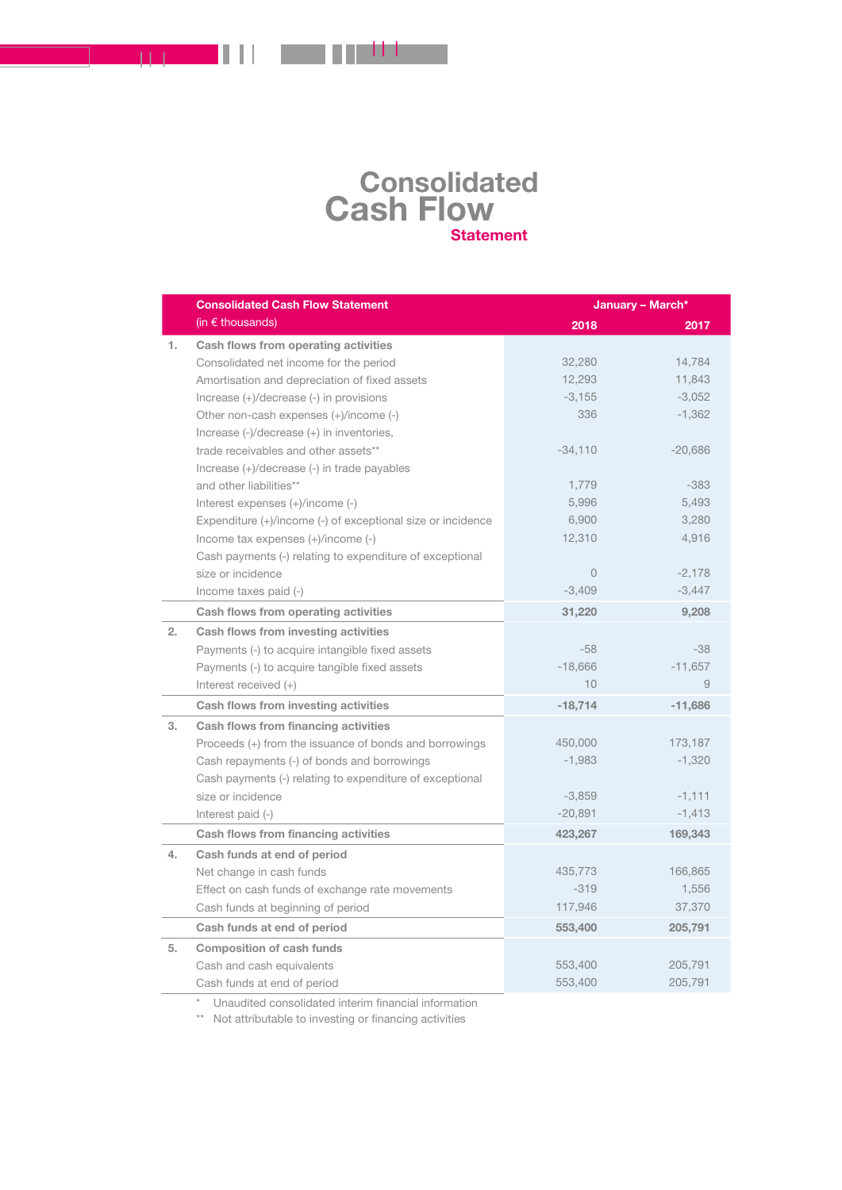# Consolidated Cash Flow Statement

| | Consolidated Cash Flow Statement (in € thousands) | January – March* | |
|---|---|---|---|
| | | 2018 | 2017 |
| 1. | **Cash flows from operating activities** | | |
| | Consolidated net income for the period | 32,280 | 14,784 |
| | Amortisation and depreciation of fixed assets | 12,293 | 11,843 |
| | Increase (+)/decrease (-) in provisions | -3,155 | -3,052 |
| | Other non-cash expenses (+)/income (-) | 336 | -1,362 |
| | Increase (-)/decrease (+) in inventories, trade receivables and other assets** | -34,110 | -20,686 |
| | Increase (+)/decrease (-) in trade payables and other liabilities** | 1,779 | -383 |
| | Interest expenses (+)/income (-) | 5,996 | 5,493 |
| | Expenditure (+)/income (-) of exceptional size or incidence | 6,900 | 3,280 |
| | Income tax expenses (+)/income (-) | 12,310 | 4,916 |
| | Cash payments (-) relating to expenditure of exceptional size or incidence | 0 | -2,178 |
| | Income taxes paid (-) | -3,409 | -3,447 |
| | **Cash flows from operating activities** | **31,220** | **9,208** |
| 2. | **Cash flows from investing activities** | | |
| | Payments (-) to acquire intangible fixed assets | -58 | -38 |
| | Payments (-) to acquire tangible fixed assets | -18,666 | -11,657 |
| | Interest received (+) | 10 | 9 |
| | **Cash flows from investing activities** | **-18,714** | **-11,686** |
| 3. | **Cash flows from financing activities** | | |
| | Proceeds (+) from the issuance of bonds and borrowings | 450,000 | 173,187 |
| | Cash repayments (-) of bonds and borrowings | -1,983 | -1,320 |
| | Cash payments (-) relating to expenditure of exceptional size or incidence | -3,859 | -1,111 |
| | Interest paid (-) | -20,891 | -1,413 |
| | **Cash flows from financing activities** | **423,267** | **169,343** |
| 4. | **Cash funds at end of period** | | |
| | Net change in cash funds | 435,773 | 166,865 |
| | Effect on cash funds of exchange rate movements | -319 | 1,556 |
| | Cash funds at beginning of period | 117,946 | 37,370 |
| | **Cash funds at end of period** | **553,400** | **205,791** |
| 5. | **Composition of cash funds** | | |
| | Cash and cash equivalents | 553,400 | 205,791 |
| | Cash funds at end of period | 553,400 | 205,791 |

\* Unaudited consolidated interim financial information

\*\* Not attributable to investing or financing activities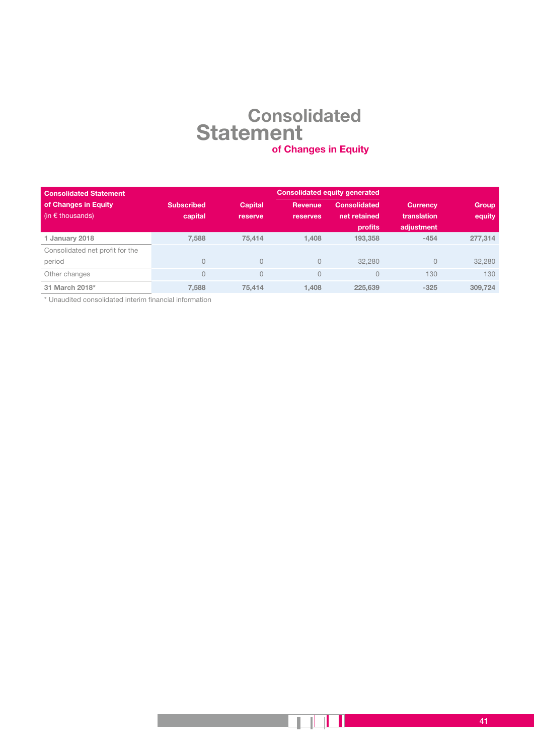# Consolidated Statement

## of Changes in Equity

| Consolidated Statement of Changes in Equity (in € thousands) | Subscribed capital | Capital reserve | Consolidated equity generated | | Currency translation adjustment | Group equity |
|---|---|---|---|---|---|---|
| | | | Revenue reserves | Consolidated net retained profits | | |
| **1 January 2018** | **7,588** | **75,414** | **1,408** | **193,358** | **-454** | **277,314** |
| Consolidated net profit for the period | 0 | 0 | 0 | 32,280 | 0 | 32,280 |
| Other changes | 0 | 0 | 0 | 0 | 130 | 130 |
| **31 March 2018*** | **7,588** | **75,414** | **1,408** | **225,639** | **-325** | **309,724** |

* Unaudited consolidated interim financial information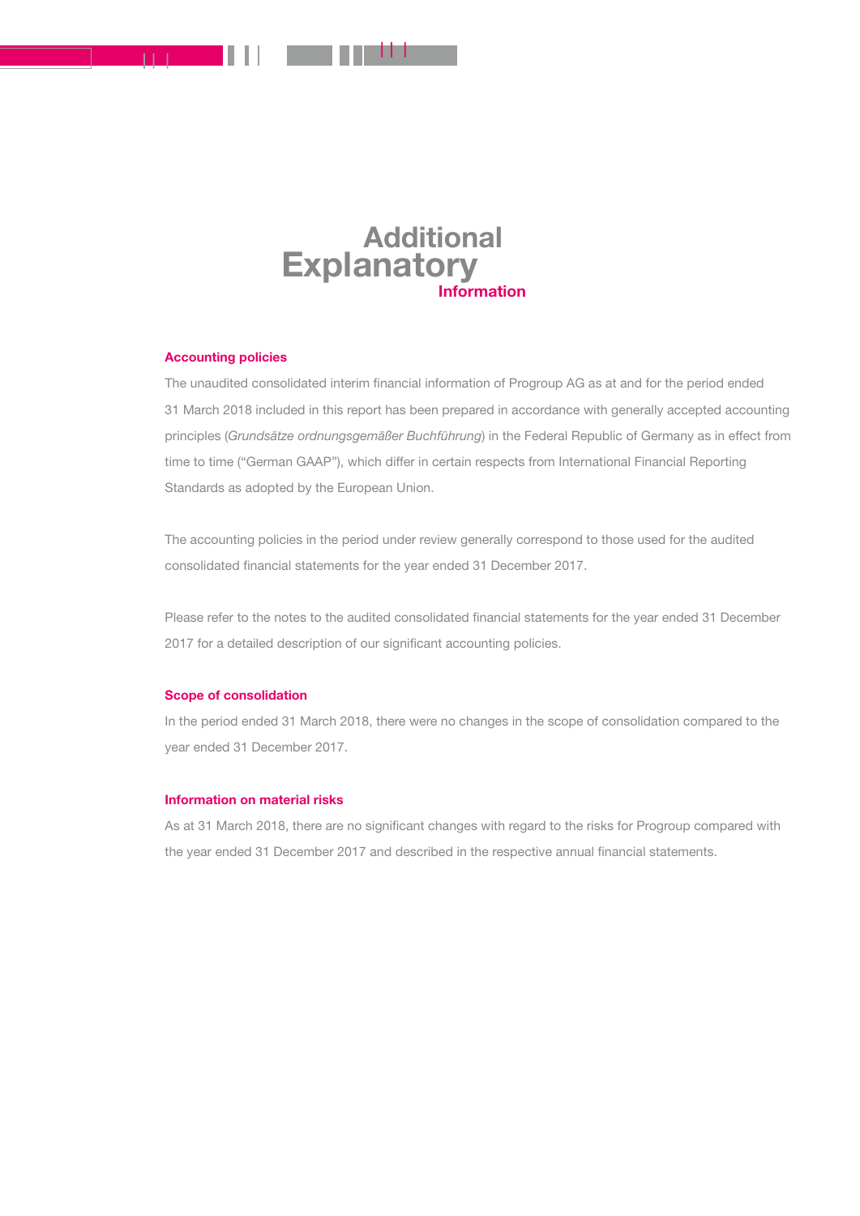# Additional Explanatory Information

## Accounting policies

The unaudited consolidated interim financial information of Progroup AG as at and for the period ended 31 March 2018 included in this report has been prepared in accordance with generally accepted accounting principles (*Grundsätze ordnungsgemäßer Buchführung*) in the Federal Republic of Germany as in effect from time to time ("German GAAP"), which differ in certain respects from International Financial Reporting Standards as adopted by the European Union.

The accounting policies in the period under review generally correspond to those used for the audited consolidated financial statements for the year ended 31 December 2017.

Please refer to the notes to the audited consolidated financial statements for the year ended 31 December 2017 for a detailed description of our significant accounting policies.

## Scope of consolidation

In the period ended 31 March 2018, there were no changes in the scope of consolidation compared to the year ended 31 December 2017.

## Information on material risks

As at 31 March 2018, there are no significant changes with regard to the risks for Progroup compared with the year ended 31 December 2017 and described in the respective annual financial statements.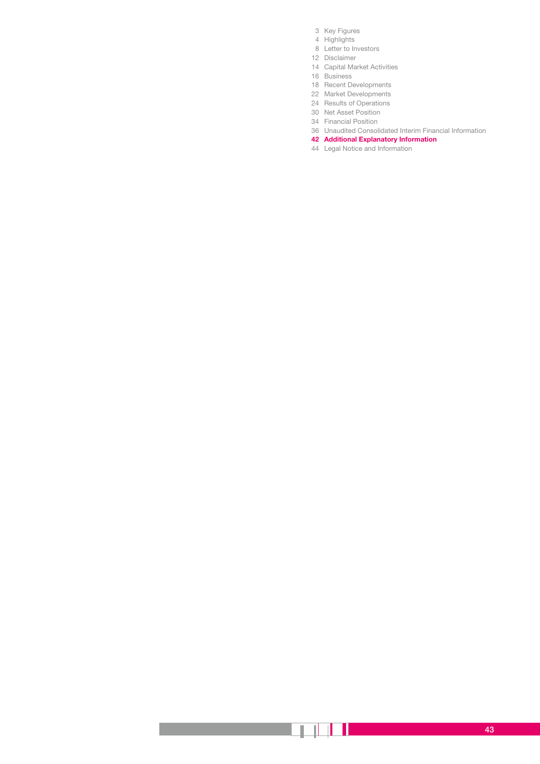3 Key Figures
4 Highlights
8 Letter to Investors
12 Disclaimer
14 Capital Market Activities
16 Business
18 Recent Developments
22 Market Developments
24 Results of Operations
30 Net Asset Position
34 Financial Position
36 Unaudited Consolidated Interim Financial Information
**42 Additional Explanatory Information**
44 Legal Notice and Information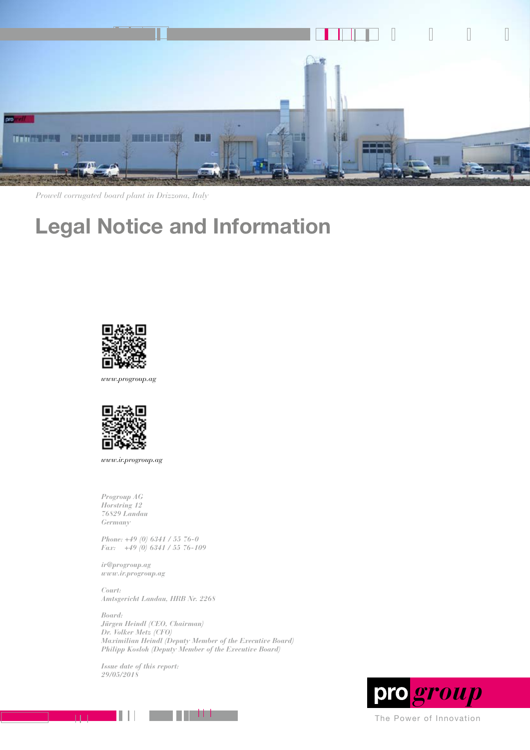*Prowell corrugated board plant in Drizzona, Italy*

# Legal Notice and Information

*www.progroup.ag*

*www.ir.progroup.ag*

*Progroup AG*
*Horstring 12*
*76829 Landau*
*Germany*

*Phone: +49 (0) 6341 / 55 76-0*
*Fax: +49 (0) 6341 / 55 76-109*

*ir@progroup.ag*
*www.ir.progroup.ag*

*Court:*
*Amtsgericht Landau, HRB Nr. 2268*

*Board:*
*Jürgen Heindl (CEO, Chairman)*
*Dr. Volker Metz (CFO)*
*Maximilian Heindl (Deputy Member of the Executive Board)*
*Philipp Kosloh (Deputy Member of the Executive Board)*

*Issue date of this report:*
*29/05/2018*

pro group

The Power of Innovation